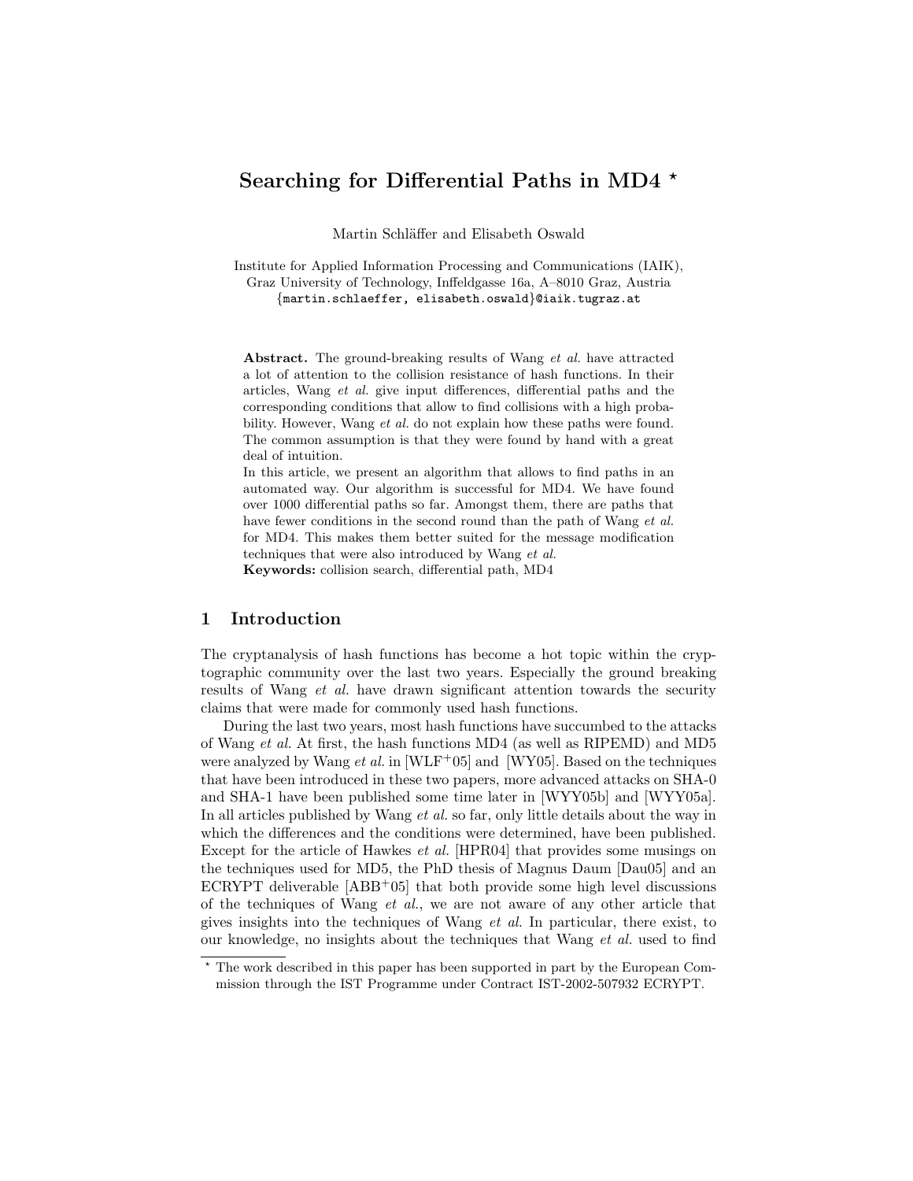# Searching for Differential Paths in MD4 *

Martin Schläffer and Elisabeth Oswald

Institute for Applied Information Processing and Communications (IAIK),
Graz University of Technology, Inffeldgasse 16a, A–8010 Graz, Austria
{martin.schlaeffer, elisabeth.oswald}@iaik.tugraz.at

**Abstract.** The ground-breaking results of Wang *et al.* have attracted a lot of attention to the collision resistance of hash functions. In their articles, Wang *et al.* give input differences, differential paths and the corresponding conditions that allow to find collisions with a high probability. However, Wang *et al.* do not explain how these paths were found. The common assumption is that they were found by hand with a great deal of intuition.

In this article, we present an algorithm that allows to find paths in an automated way. Our algorithm is successful for MD4. We have found over 1000 differential paths so far. Amongst them, there are paths that have fewer conditions in the second round than the path of Wang *et al.* for MD4. This makes them better suited for the message modification techniques that were also introduced by Wang *et al.*

**Keywords:** collision search, differential path, MD4

## 1 Introduction

The cryptanalysis of hash functions has become a hot topic within the cryptographic community over the last two years. Especially the ground breaking results of Wang *et al.* have drawn significant attention towards the security claims that were made for commonly used hash functions.

During the last two years, most hash functions have succumbed to the attacks of Wang *et al.* At first, the hash functions MD4 (as well as RIPEMD) and MD5 were analyzed by Wang *et al.* in [WLF+05] and [WY05]. Based on the techniques that have been introduced in these two papers, more advanced attacks on SHA-0 and SHA-1 have been published some time later in [WYY05b] and [WYY05a]. In all articles published by Wang *et al.* so far, only little details about the way in which the differences and the conditions were determined, have been published. Except for the article of Hawkes *et al.* [HPR04] that provides some musings on the techniques used for MD5, the PhD thesis of Magnus Daum [Dau05] and an ECRYPT deliverable [ABB+05] that both provide some high level discussions of the techniques of Wang *et al.*, we are not aware of any other article that gives insights into the techniques of Wang *et al.* In particular, there exist, to our knowledge, no insights about the techniques that Wang *et al.* used to find

* The work described in this paper has been supported in part by the European Commission through the IST Programme under Contract IST-2002-507932 ECRYPT.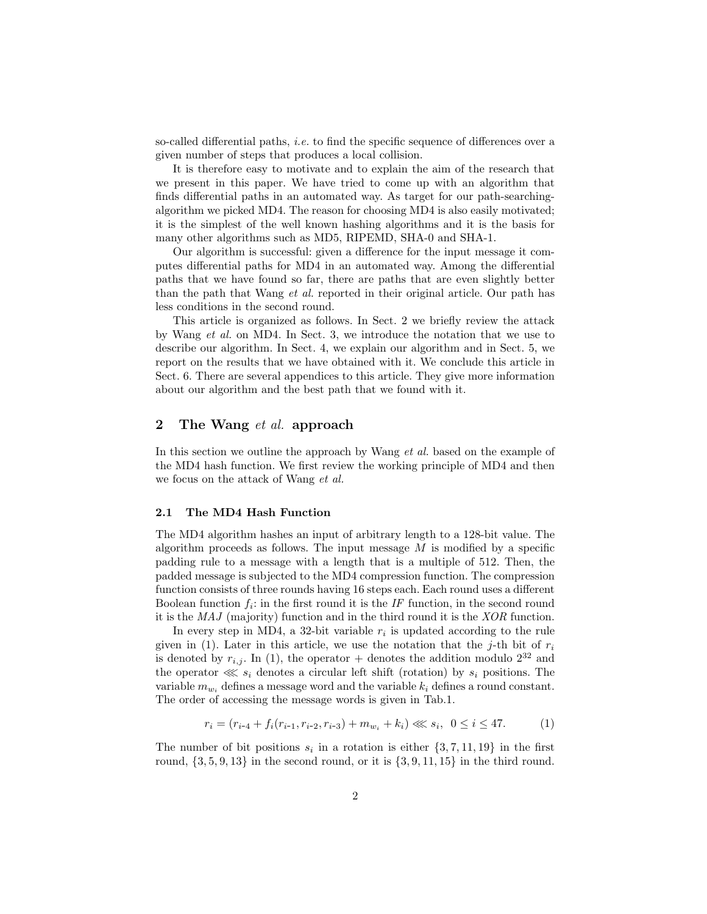so-called differential paths, *i.e.* to find the specific sequence of differences over a given number of steps that produces a local collision.

It is therefore easy to motivate and to explain the aim of the research that we present in this paper. We have tried to come up with an algorithm that finds differential paths in an automated way. As target for our path-searching-algorithm we picked MD4. The reason for choosing MD4 is also easily motivated; it is the simplest of the well known hashing algorithms and it is the basis for many other algorithms such as MD5, RIPEMD, SHA-0 and SHA-1.

Our algorithm is successful: given a difference for the input message it computes differential paths for MD4 in an automated way. Among the differential paths that we have found so far, there are paths that are even slightly better than the path that Wang *et al.* reported in their original article. Our path has less conditions in the second round.

This article is organized as follows. In Sect. 2 we briefly review the attack by Wang *et al.* on MD4. In Sect. 3, we introduce the notation that we use to describe our algorithm. In Sect. 4, we explain our algorithm and in Sect. 5, we report on the results that we have obtained with it. We conclude this article in Sect. 6. There are several appendices to this article. They give more information about our algorithm and the best path that we found with it.

## 2 The Wang *et al.* approach

In this section we outline the approach by Wang *et al.* based on the example of the MD4 hash function. We first review the working principle of MD4 and then we focus on the attack of Wang *et al.*

### 2.1 The MD4 Hash Function

The MD4 algorithm hashes an input of arbitrary length to a 128-bit value. The algorithm proceeds as follows. The input message $M$ is modified by a specific padding rule to a message with a length that is a multiple of 512. Then, the padded message is subjected to the MD4 compression function. The compression function consists of three rounds having 16 steps each. Each round uses a different Boolean function $f_i$: in the first round it is the *IF* function, in the second round it is the *MAJ* (majority) function and in the third round it is the *XOR* function.

In every step in MD4, a 32-bit variable $r_i$ is updated according to the rule given in (1). Later in this article, we use the notation that the $j$-th bit of $r_i$ is denoted by $r_{i,j}$. In (1), the operator $+$ denotes the addition modulo $2^{32}$ and the operator $\lll s_i$ denotes a circular left shift (rotation) by $s_i$ positions. The variable $m_{w_i}$ defines a message word and the variable $k_i$ defines a round constant. The order of accessing the message words is given in Tab.1.

$$r_i = (r_{i\text{-}4} + f_i(r_{i\text{-}1}, r_{i\text{-}2}, r_{i\text{-}3}) + m_{w_i} + k_i) \lll s_i, \;\; 0 \leq i \leq 47. \tag{1}$$

The number of bit positions $s_i$ in a rotation is either $\{3, 7, 11, 19\}$ in the first round, $\{3, 5, 9, 13\}$ in the second round, or it is $\{3, 9, 11, 15\}$ in the third round.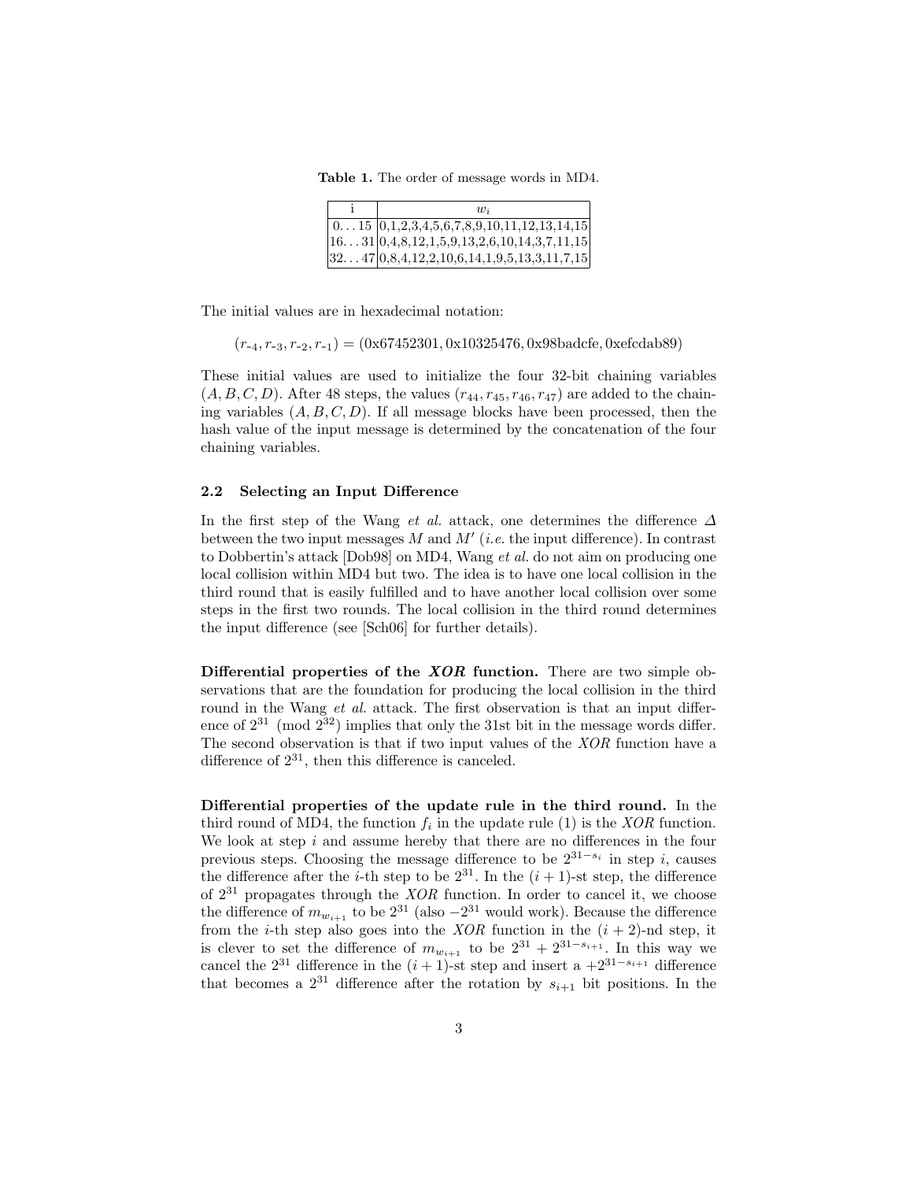**Table 1.** The order of message words in MD4.

| i | $w_i$ |
|---|---|
| 0...15 | 0,1,2,3,4,5,6,7,8,9,10,11,12,13,14,15 |
| 16...31 | 0,4,8,12,1,5,9,13,2,6,10,14,3,7,11,15 |
| 32...47 | 0,8,4,12,2,10,6,14,1,9,5,13,3,11,7,15 |

The initial values are in hexadecimal notation:

$$(r_{-4}, r_{-3}, r_{-2}, r_{-1}) = (\text{0x67452301}, \text{0x10325476}, \text{0x98badcfe}, \text{0xefcdab89})$$

These initial values are used to initialize the four 32-bit chaining variables $(A, B, C, D)$. After 48 steps, the values $(r_{44}, r_{45}, r_{46}, r_{47})$ are added to the chaining variables $(A, B, C, D)$. If all message blocks have been processed, then the hash value of the input message is determined by the concatenation of the four chaining variables.

### 2.2 Selecting an Input Difference

In the first step of the Wang *et al.* attack, one determines the difference $\Delta$ between the two input messages $M$ and $M'$ (*i.e.* the input difference). In contrast to Dobbertin's attack [Dob98] on MD4, Wang *et al.* do not aim on producing one local collision within MD4 but two. The idea is to have one local collision in the third round that is easily fulfilled and to have another local collision over some steps in the first two rounds. The local collision in the third round determines the input difference (see [Sch06] for further details).

**Differential properties of the *XOR* function.** There are two simple observations that are the foundation for producing the local collision in the third round in the Wang *et al.* attack. The first observation is that an input difference of $2^{31} \pmod{2^{32}}$ implies that only the 31st bit in the message words differ. The second observation is that if two input values of the *XOR* function have a difference of $2^{31}$, then this difference is canceled.

**Differential properties of the update rule in the third round.** In the third round of MD4, the function $f_i$ in the update rule (1) is the *XOR* function. We look at step $i$ and assume hereby that there are no differences in the four previous steps. Choosing the message difference to be $2^{31-s_i}$ in step $i$, causes the difference after the $i$-th step to be $2^{31}$. In the $(i+1)$-st step, the difference of $2^{31}$ propagates through the *XOR* function. In order to cancel it, we choose the difference of $m_{w_{i+1}}$ to be $2^{31}$ (also $-2^{31}$ would work). Because the difference from the $i$-th step also goes into the *XOR* function in the $(i+2)$-nd step, it is clever to set the difference of $m_{w_{i+1}}$ to be $2^{31} + 2^{31-s_{i+1}}$. In this way we cancel the $2^{31}$ difference in the $(i+1)$-st step and insert a $+2^{31-s_{i+1}}$ difference that becomes a $2^{31}$ difference after the rotation by $s_{i+1}$ bit positions. In the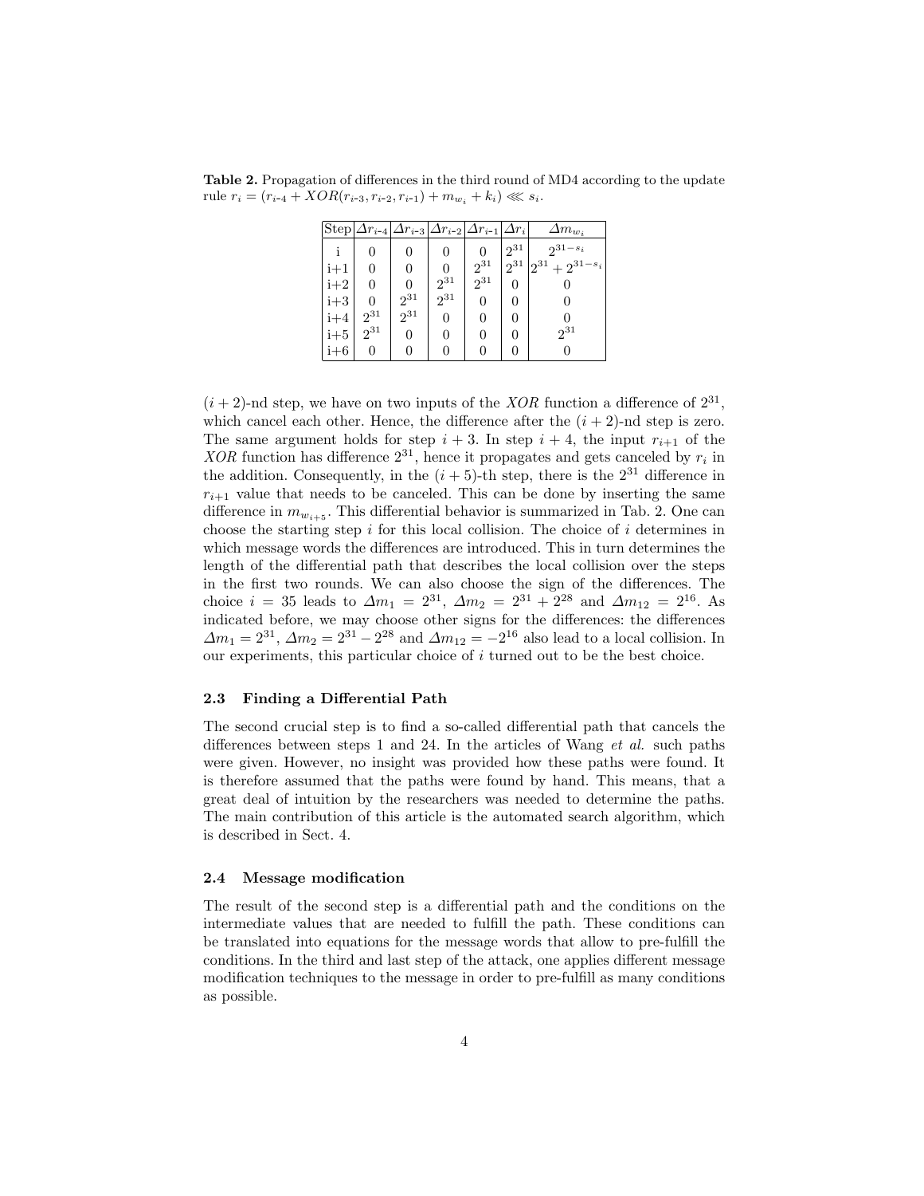**Table 2.** Propagation of differences in the third round of MD4 according to the update rule $r_i = (r_{i-4} + XOR(r_{i-3}, r_{i-2}, r_{i-1}) + m_{w_i} + k_i) \lll s_i$.

| Step | $\Delta r_{i-4}$ | $\Delta r_{i-3}$ | $\Delta r_{i-2}$ | $\Delta r_{i-1}$ | $\Delta r_i$ | $\Delta m_{w_i}$ |
|---|---|---|---|---|---|---|
| i | 0 | 0 | 0 | 0 | $2^{31}$ | $2^{31-s_i}$ |
| i+1 | 0 | 0 | 0 | $2^{31}$ | $2^{31}$ | $2^{31} + 2^{31-s_i}$ |
| i+2 | 0 | 0 | $2^{31}$ | $2^{31}$ | 0 | 0 |
| i+3 | 0 | $2^{31}$ | $2^{31}$ | 0 | 0 | 0 |
| i+4 | $2^{31}$ | $2^{31}$ | 0 | 0 | 0 | 0 |
| i+5 | $2^{31}$ | 0 | 0 | 0 | 0 | $2^{31}$ |
| i+6 | 0 | 0 | 0 | 0 | 0 | 0 |

$(i+2)$-nd step, we have on two inputs of the *XOR* function a difference of $2^{31}$, which cancel each other. Hence, the difference after the $(i+2)$-nd step is zero. The same argument holds for step $i+3$. In step $i+4$, the input $r_{i+1}$ of the *XOR* function has difference $2^{31}$, hence it propagates and gets canceled by $r_i$ in the addition. Consequently, in the $(i+5)$-th step, there is the $2^{31}$ difference in $r_{i+1}$ value that needs to be canceled. This can be done by inserting the same difference in $m_{w_{i+5}}$. This differential behavior is summarized in Tab. 2. One can choose the starting step $i$ for this local collision. The choice of $i$ determines in which message words the differences are introduced. This in turn determines the length of the differential path that describes the local collision over the steps in the first two rounds. We can also choose the sign of the differences. The choice $i = 35$ leads to $\Delta m_1 = 2^{31}$, $\Delta m_2 = 2^{31} + 2^{28}$ and $\Delta m_{12} = 2^{16}$. As indicated before, we may choose other signs for the differences: the differences $\Delta m_1 = 2^{31}$, $\Delta m_2 = 2^{31} - 2^{28}$ and $\Delta m_{12} = -2^{16}$ also lead to a local collision. In our experiments, this particular choice of $i$ turned out to be the best choice.

### 2.3 Finding a Differential Path

The second crucial step is to find a so-called differential path that cancels the differences between steps 1 and 24. In the articles of Wang *et al.* such paths were given. However, no insight was provided how these paths were found. It is therefore assumed that the paths were found by hand. This means, that a great deal of intuition by the researchers was needed to determine the paths. The main contribution of this article is the automated search algorithm, which is described in Sect. 4.

### 2.4 Message modification

The result of the second step is a differential path and the conditions on the intermediate values that are needed to fulfill the path. These conditions can be translated into equations for the message words that allow to pre-fulfill the conditions. In the third and last step of the attack, one applies different message modification techniques to the message in order to pre-fulfill as many conditions as possible.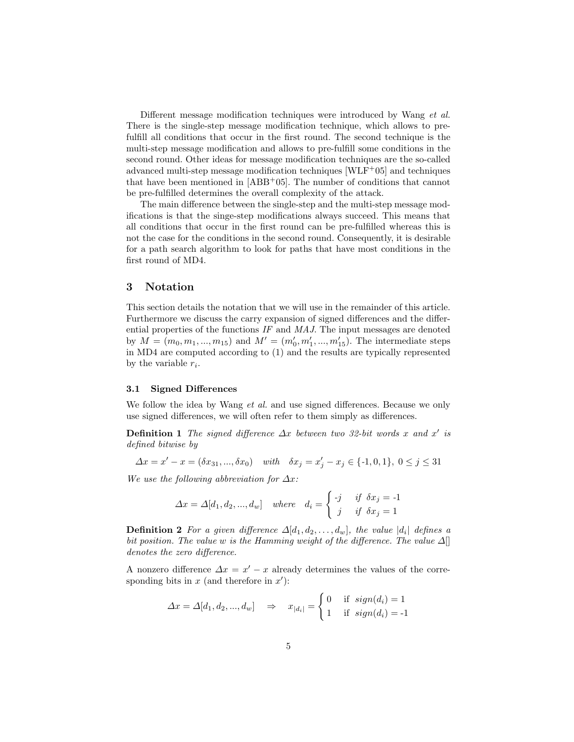Different message modification techniques were introduced by Wang *et al.* There is the single-step message modification technique, which allows to prefulfill all conditions that occur in the first round. The second technique is the multi-step message modification and allows to pre-fulfill some conditions in the second round. Other ideas for message modification techniques are the so-called advanced multi-step message modification techniques [WLF+05] and techniques that have been mentioned in [ABB+05]. The number of conditions that cannot be pre-fulfilled determines the overall complexity of the attack.

The main difference between the single-step and the multi-step message modifications is that the singe-step modifications always succeed. This means that all conditions that occur in the first round can be pre-fulfilled whereas this is not the case for the conditions in the second round. Consequently, it is desirable for a path search algorithm to look for paths that have most conditions in the first round of MD4.

## 3 Notation

This section details the notation that we will use in the remainder of this article. Furthermore we discuss the carry expansion of signed differences and the differential properties of the functions *IF* and *MAJ*. The input messages are denoted by $M = (m_0, m_1, ..., m_{15})$ and $M' = (m'_0, m'_1, ..., m'_{15})$. The intermediate steps in MD4 are computed according to (1) and the results are typically represented by the variable $r_i$.

### 3.1 Signed Differences

We follow the idea by Wang *et al.* and use signed differences. Because we only use signed differences, we will often refer to them simply as differences.

**Definition 1** *The signed difference $\Delta x$ between two 32-bit words $x$ and $x'$ is defined bitwise by*

$$\Delta x = x' - x = (\delta x_{31}, ..., \delta x_0) \quad with \quad \delta x_j = x'_j - x_j \in \{\text{-}1, 0, 1\},\ 0 \leq j \leq 31$$

*We use the following abbreviation for $\Delta x$:*

$$\Delta x = \Delta[d_1, d_2, ..., d_w] \quad where \quad d_i = \begin{cases} \text{-}j & if\ \delta x_j = \text{-}1 \\ j & if\ \delta x_j = 1 \end{cases}$$

**Definition 2** *For a given difference $\Delta[d_1, d_2, \ldots, d_w]$, the value $|d_i|$ defines a bit position. The value $w$ is the Hamming weight of the difference. The value $\Delta[]$ denotes the zero difference.*

A nonzero difference $\Delta x = x' - x$ already determines the values of the corresponding bits in $x$ (and therefore in $x'$):

$$\Delta x = \Delta[d_1, d_2, ..., d_w] \quad \Rightarrow \quad x_{|d_i|} = \begin{cases} 0 & \text{if } sign(d_i) = 1 \\ 1 & \text{if } sign(d_i) = \text{-}1 \end{cases}$$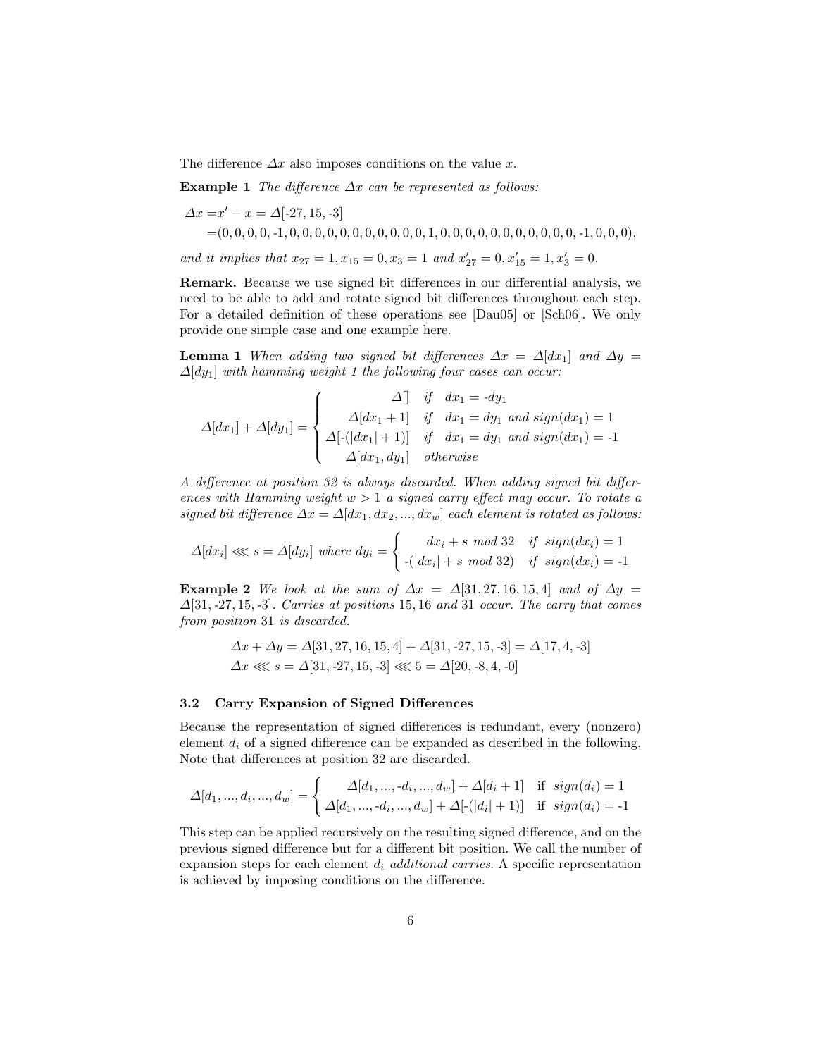The difference $\Delta x$ also imposes conditions on the value $x$.

**Example 1** *The difference $\Delta x$ can be represented as follows:*

$$
\begin{aligned}
\Delta x =& x' - x = \Delta[\text{-}27, 15, \text{-}3] \\
=& (0,0,0,0,\text{-}1,0,0,0,0,0,0,0,0,0,0,0,1,0,0,0,0,0,0,0,0,0,0,0,\text{-}1,0,0,0),
\end{aligned}
$$

*and it implies that $x_{27} = 1, x_{15} = 0, x_3 = 1$ and $x'_{27} = 0, x'_{15} = 1, x'_3 = 0$.*

**Remark.** Because we use signed bit differences in our differential analysis, we need to be able to add and rotate signed bit differences throughout each step. For a detailed definition of these operations see [Dau05] or [Sch06]. We only provide one simple case and one example here.

**Lemma 1** *When adding two signed bit differences $\Delta x = \Delta[dx_1]$ and $\Delta y = \Delta[dy_1]$ with hamming weight 1 the following four cases can occur:*

$$
\Delta[dx_1] + \Delta[dy_1] = \begin{cases} \Delta[] & if \quad dx_1 = \text{-}dy_1 \\ \Delta[dx_1 + 1] & if \quad dx_1 = dy_1 \text{ and } sign(dx_1) = 1 \\ \Delta[\text{-}(|dx_1| + 1)] & if \quad dx_1 = dy_1 \text{ and } sign(dx_1) = \text{-}1 \\ \Delta[dx_1, dy_1] & otherwise \end{cases}
$$

*A difference at position 32 is always discarded. When adding signed bit differences with Hamming weight $w > 1$ a signed carry effect may occur. To rotate a signed bit difference $\Delta x = \Delta[dx_1, dx_2, ..., dx_w]$ each element is rotated as follows:*

$$
\Delta[dx_i] \lll s = \Delta[dy_i] \text{ where } dy_i = \begin{cases} dx_i + s \bmod 32 & if \quad sign(dx_i) = 1 \\ \text{-}(|dx_i| + s \bmod 32) & if \quad sign(dx_i) = \text{-}1 \end{cases}
$$

**Example 2** *We look at the sum of $\Delta x = \Delta[31, 27, 16, 15, 4]$ and of $\Delta y = \Delta[31, \text{-}27, 15, \text{-}3]$. Carries at positions 15, 16 and 31 occur. The carry that comes from position 31 is discarded.*

$$
\begin{aligned}
\Delta x + \Delta y &= \Delta[31, 27, 16, 15, 4] + \Delta[31, \text{-}27, 15, \text{-}3] = \Delta[17, 4, \text{-}3] \\
\Delta x \lll s &= \Delta[31, \text{-}27, 15, \text{-}3] \lll 5 = \Delta[20, \text{-}8, 4, \text{-}0]
\end{aligned}
$$

### 3.2 Carry Expansion of Signed Differences

Because the representation of signed differences is redundant, every (nonzero) element $d_i$ of a signed difference can be expanded as described in the following. Note that differences at position 32 are discarded.

$$
\Delta[d_1, ..., d_i, ..., d_w] = \begin{cases} \Delta[d_1, ..., \text{-}d_i, ..., d_w] + \Delta[d_i + 1] & \text{if } \ sign(d_i) = 1 \\ \Delta[d_1, ..., \text{-}d_i, ..., d_w] + \Delta[\text{-}(|d_i| + 1)] & \text{if } \ sign(d_i) = \text{-}1 \end{cases}
$$

This step can be applied recursively on the resulting signed difference, and on the previous signed difference but for a different bit position. We call the number of expansion steps for each element $d_i$ *additional carries*. A specific representation is achieved by imposing conditions on the difference.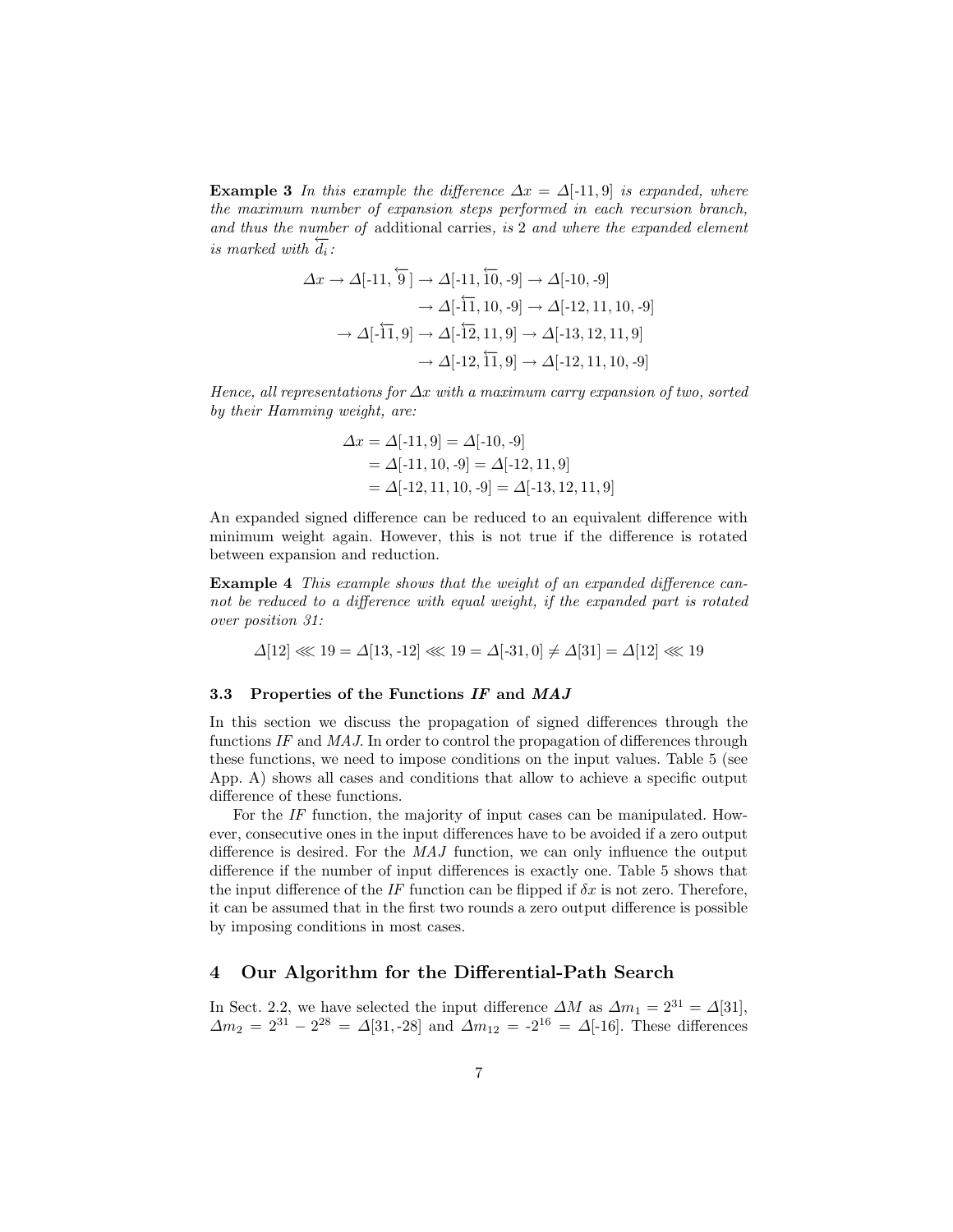**Example 3** *In this example the difference $\Delta x = \Delta[\text{-}11, 9]$ is expanded, where the maximum number of expansion steps performed in each recursion branch, and thus the number of* additional carries, *is 2 and where the expanded element is marked with $\overleftarrow{d_i}$:*

$$
\begin{aligned}
\Delta x \rightarrow \Delta[\text{-}11, \overleftarrow{9}\,] &\rightarrow \Delta[\text{-}11, \overleftarrow{10}, \text{-}9] \rightarrow \Delta[\text{-}10, \text{-}9] \\
&\rightarrow \Delta[\text{-}\overleftarrow{11}, 10, \text{-}9] \rightarrow \Delta[\text{-}12, 11, 10, \text{-}9] \\
\rightarrow \Delta[\text{-}\overleftarrow{11}, 9] &\rightarrow \Delta[\text{-}\overleftarrow{12}, 11, 9] \rightarrow \Delta[\text{-}13, 12, 11, 9] \\
&\rightarrow \Delta[\text{-}12, \overleftarrow{11}, 9] \rightarrow \Delta[\text{-}12, 11, 10, \text{-}9]
\end{aligned}
$$

*Hence, all representations for $\Delta x$ with a maximum carry expansion of two, sorted by their Hamming weight, are:*

$$
\begin{aligned}
\Delta x &= \Delta[\text{-}11, 9] = \Delta[\text{-}10, \text{-}9] \\
&= \Delta[\text{-}11, 10, \text{-}9] = \Delta[\text{-}12, 11, 9] \\
&= \Delta[\text{-}12, 11, 10, \text{-}9] = \Delta[\text{-}13, 12, 11, 9]
\end{aligned}
$$

An expanded signed difference can be reduced to an equivalent difference with minimum weight again. However, this is not true if the difference is rotated between expansion and reduction.

**Example 4** *This example shows that the weight of an expanded difference cannot be reduced to a difference with equal weight, if the expanded part is rotated over position 31:*

$$\Delta[12] \lll 19 = \Delta[13, \text{-}12] \lll 19 = \Delta[\text{-}31, 0] \neq \Delta[31] = \Delta[12] \lll 19$$

### 3.3 Properties of the Functions *IF* and *MAJ*

In this section we discuss the propagation of signed differences through the functions *IF* and *MAJ*. In order to control the propagation of differences through these functions, we need to impose conditions on the input values. Table 5 (see App. A) shows all cases and conditions that allow to achieve a specific output difference of these functions.

For the *IF* function, the majority of input cases can be manipulated. However, consecutive ones in the input differences have to be avoided if a zero output difference is desired. For the *MAJ* function, we can only influence the output difference if the number of input differences is exactly one. Table 5 shows that the input difference of the *IF* function can be flipped if $\delta x$ is not zero. Therefore, it can be assumed that in the first two rounds a zero output difference is possible by imposing conditions in most cases.

## 4 Our Algorithm for the Differential-Path Search

In Sect. 2.2, we have selected the input difference $\Delta M$ as $\Delta m_1 = 2^{31} = \Delta[31]$, $\Delta m_2 = 2^{31} - 2^{28} = \Delta[31, \text{-}28]$ and $\Delta m_{12} = \text{-}2^{16} = \Delta[\text{-}16]$. These differences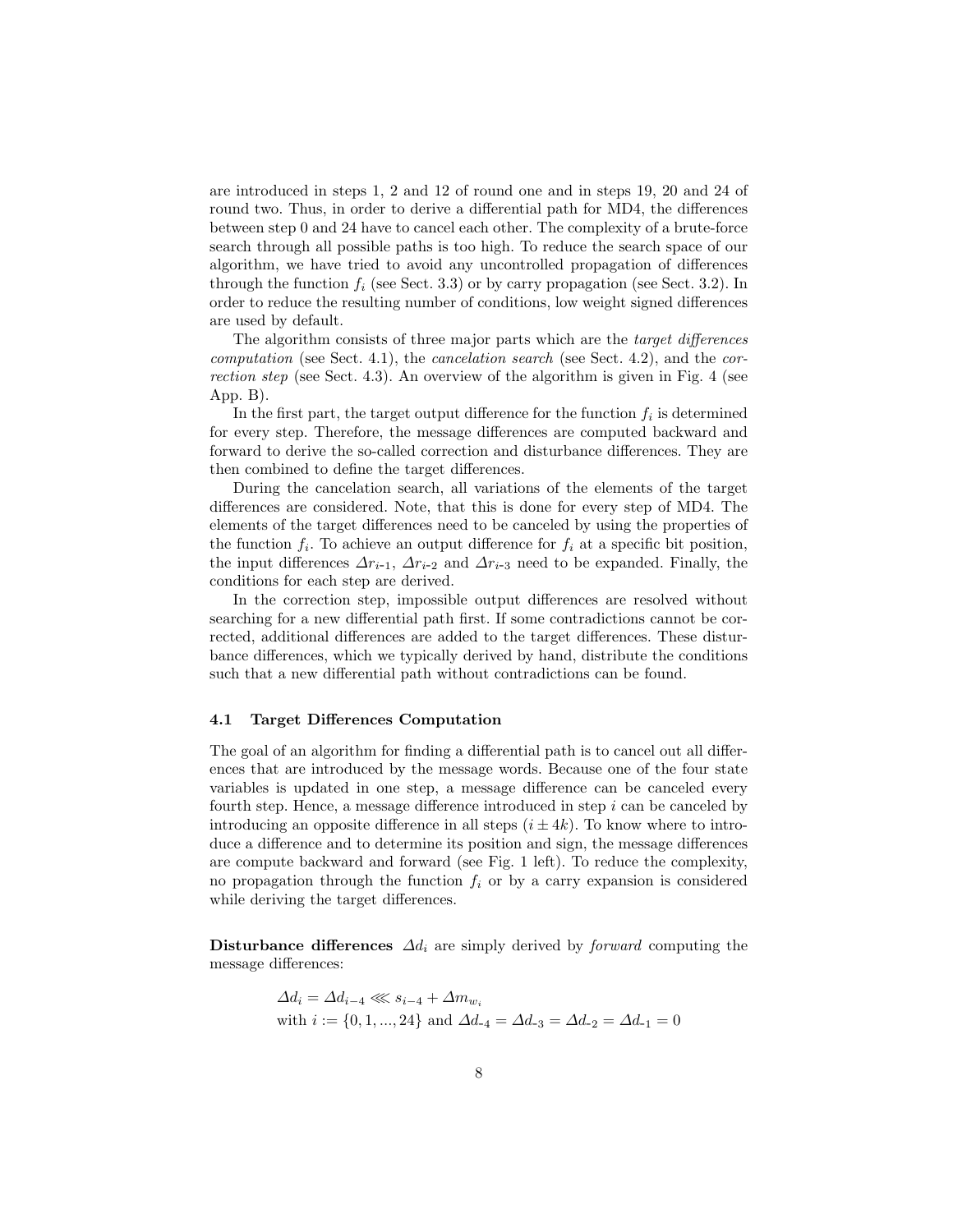are introduced in steps 1, 2 and 12 of round one and in steps 19, 20 and 24 of round two. Thus, in order to derive a differential path for MD4, the differences between step 0 and 24 have to cancel each other. The complexity of a brute-force search through all possible paths is too high. To reduce the search space of our algorithm, we have tried to avoid any uncontrolled propagation of differences through the function $f_i$ (see Sect. 3.3) or by carry propagation (see Sect. 3.2). In order to reduce the resulting number of conditions, low weight signed differences are used by default.

The algorithm consists of three major parts which are the *target differences computation* (see Sect. 4.1), the *cancelation search* (see Sect. 4.2), and the *correction step* (see Sect. 4.3). An overview of the algorithm is given in Fig. 4 (see App. B).

In the first part, the target output difference for the function $f_i$ is determined for every step. Therefore, the message differences are computed backward and forward to derive the so-called correction and disturbance differences. They are then combined to define the target differences.

During the cancelation search, all variations of the elements of the target differences are considered. Note, that this is done for every step of MD4. The elements of the target differences need to be canceled by using the properties of the function $f_i$. To achieve an output difference for $f_i$ at a specific bit position, the input differences $\Delta r_{i\text{-}1}$, $\Delta r_{i\text{-}2}$ and $\Delta r_{i\text{-}3}$ need to be expanded. Finally, the conditions for each step are derived.

In the correction step, impossible output differences are resolved without searching for a new differential path first. If some contradictions cannot be corrected, additional differences are added to the target differences. These disturbance differences, which we typically derived by hand, distribute the conditions such that a new differential path without contradictions can be found.

### 4.1 Target Differences Computation

The goal of an algorithm for finding a differential path is to cancel out all differences that are introduced by the message words. Because one of the four state variables is updated in one step, a message difference can be canceled every fourth step. Hence, a message difference introduced in step $i$ can be canceled by introducing an opposite difference in all steps $(i \pm 4k)$. To know where to introduce a difference and to determine its position and sign, the message differences are compute backward and forward (see Fig. 1 left). To reduce the complexity, no propagation through the function $f_i$ or by a carry expansion is considered while deriving the target differences.

**Disturbance differences** $\Delta d_i$ are simply derived by *forward* computing the message differences:

$$
\begin{aligned}
&\Delta d_i = \Delta d_{i-4} \lll s_{i-4} + \Delta m_{w_i} \\
&\text{with } i := \{0, 1, ..., 24\} \text{ and } \Delta d_{\text{-}4} = \Delta d_{\text{-}3} = \Delta d_{\text{-}2} = \Delta d_{\text{-}1} = 0
\end{aligned}
$$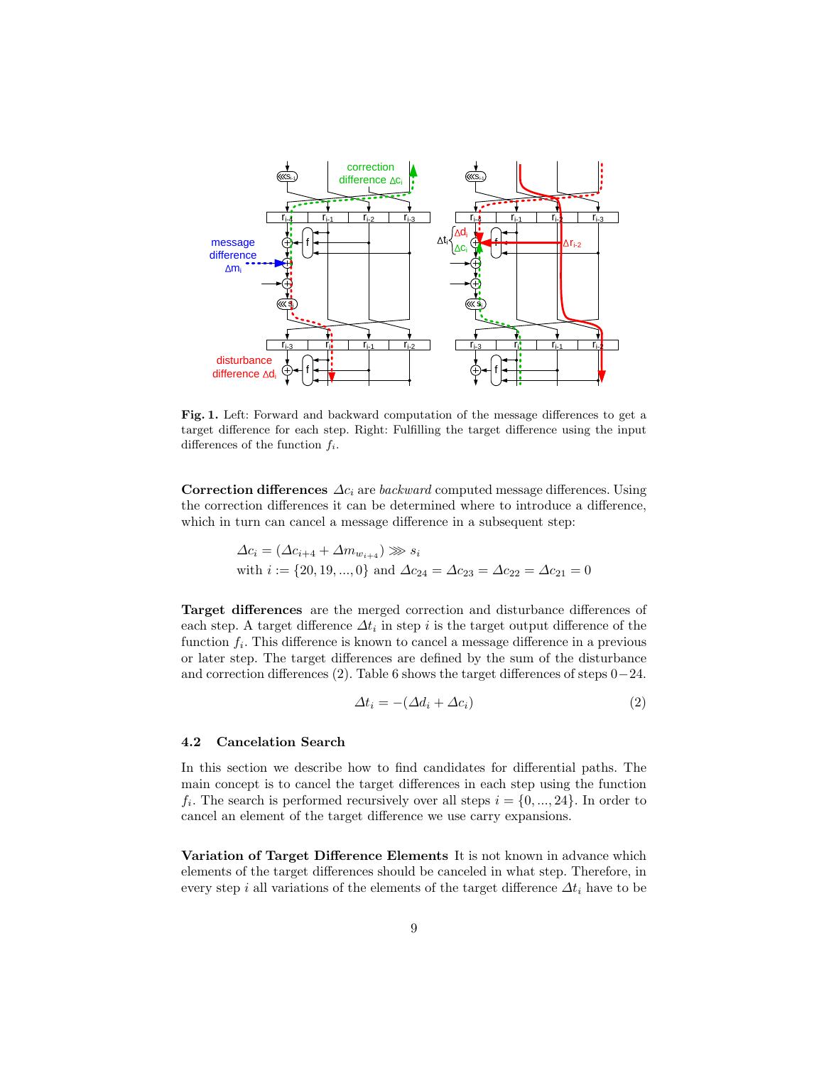**Fig. 1.** Left: Forward and backward computation of the message differences to get a target difference for each step. Right: Fulfilling the target difference using the input differences of the function $f_i$.

**Correction differences** $\Delta c_i$ are *backward* computed message differences. Using the correction differences it can be determined where to introduce a difference, which in turn can cancel a message difference in a subsequent step:

$$\Delta c_i = (\Delta c_{i+4} + \Delta m_{w_{i+4}}) \ggg s_i$$
$$\text{with } i := \{20, 19, ..., 0\} \text{ and } \Delta c_{24} = \Delta c_{23} = \Delta c_{22} = \Delta c_{21} = 0$$

**Target differences** are the merged correction and disturbance differences of each step. A target difference $\Delta t_i$ in step $i$ is the target output difference of the function $f_i$. This difference is known to cancel a message difference in a previous or later step. The target differences are defined by the sum of the disturbance and correction differences (2). Table 6 shows the target differences of steps $0-24$.

$$\Delta t_i = -(\Delta d_i + \Delta c_i) \tag{2}$$

### 4.2 Cancelation Search

In this section we describe how to find candidates for differential paths. The main concept is to cancel the target differences in each step using the function $f_i$. The search is performed recursively over all steps $i = \{0, ..., 24\}$. In order to cancel an element of the target difference we use carry expansions.

**Variation of Target Difference Elements** It is not known in advance which elements of the target differences should be canceled in what step. Therefore, in every step $i$ all variations of the elements of the target difference $\Delta t_i$ have to be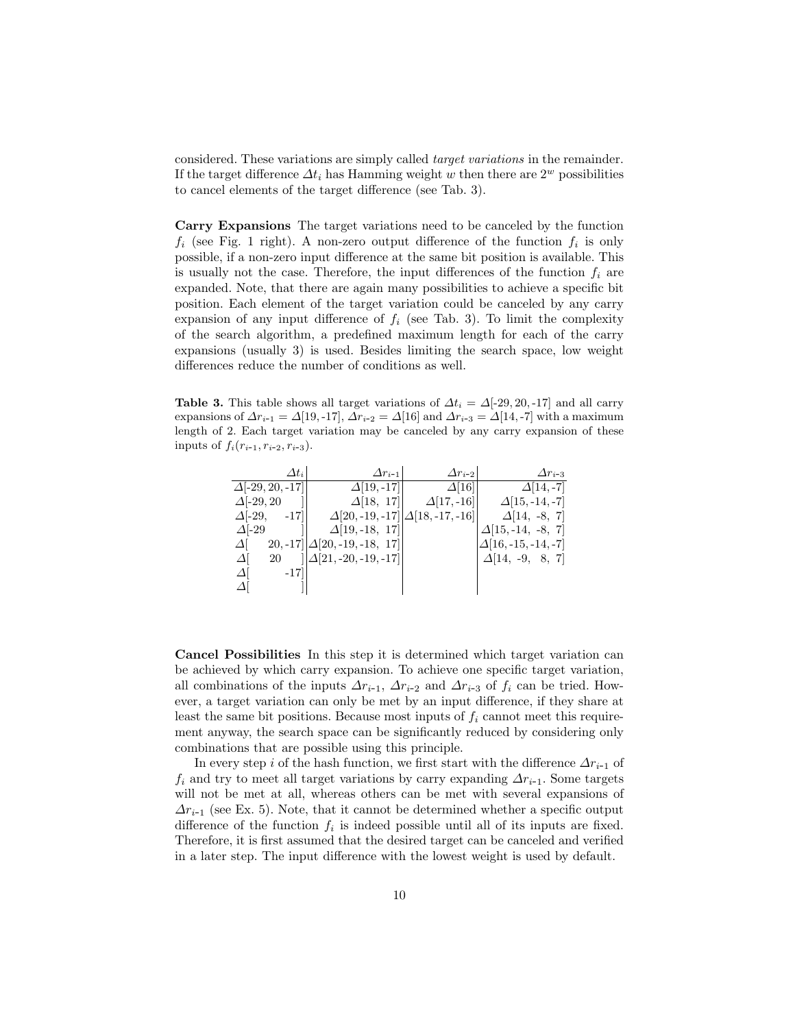considered. These variations are simply called *target variations* in the remainder. If the target difference $\Delta t_i$ has Hamming weight $w$ then there are $2^w$ possibilities to cancel elements of the target difference (see Tab. 3).

**Carry Expansions** The target variations need to be canceled by the function $f_i$ (see Fig. 1 right). A non-zero output difference of the function $f_i$ is only possible, if a non-zero input difference at the same bit position is available. This is usually not the case. Therefore, the input differences of the function $f_i$ are expanded. Note, that there are again many possibilities to achieve a specific bit position. Each element of the target variation could be canceled by any carry expansion of any input difference of $f_i$ (see Tab. 3). To limit the complexity of the search algorithm, a predefined maximum length for each of the carry expansions (usually 3) is used. Besides limiting the search space, low weight differences reduce the number of conditions as well.

**Table 3.** This table shows all target variations of $\Delta t_i = \Delta[\text{-}29, 20, \text{-}17]$ and all carry expansions of $\Delta r_{i\text{-}1} = \Delta[19, \text{-}17]$, $\Delta r_{i\text{-}2} = \Delta[16]$ and $\Delta r_{i\text{-}3} = \Delta[14, \text{-}7]$ with a maximum length of 2. Each target variation may be canceled by any carry expansion of these inputs of $f_i(r_{i\text{-}1}, r_{i\text{-}2}, r_{i\text{-}3})$.

| $\Delta t_i$ | $\Delta r_{i\text{-}1}$ | $\Delta r_{i\text{-}2}$ | $\Delta r_{i\text{-}3}$ |
|---|---|---|---|
| $\Delta$[-29, 20, -17] | $\Delta$[19, -17] | $\Delta$[16] | $\Delta$[14, -7] |
| $\Delta$[-29, 20 ] | $\Delta$[18, 17] | $\Delta$[17, -16] | $\Delta$[15, -14, -7] |
| $\Delta$[-29, -17] | $\Delta$[20, -19, -17] | $\Delta$[18, -17, -16] | $\Delta$[14, -8, 7] |
| $\Delta$[-29 ] | $\Delta$[19, -18, 17] | | $\Delta$[15, -14, -8, 7] |
| $\Delta$[ 20, -17] | $\Delta$[20, -19, -18, 17] | | $\Delta$[16, -15, -14, -7] |
| $\Delta$[ 20 ] | $\Delta$[21, -20, -19, -17] | | $\Delta$[14, -9, 8, 7] |
| $\Delta$[ -17] | | | |
| $\Delta$[ ] | | | |

**Cancel Possibilities** In this step it is determined which target variation can be achieved by which carry expansion. To achieve one specific target variation, all combinations of the inputs $\Delta r_{i\text{-}1}$, $\Delta r_{i\text{-}2}$ and $\Delta r_{i\text{-}3}$ of $f_i$ can be tried. However, a target variation can only be met by an input difference, if they share at least the same bit positions. Because most inputs of $f_i$ cannot meet this requirement anyway, the search space can be significantly reduced by considering only combinations that are possible using this principle.

In every step $i$ of the hash function, we first start with the difference $\Delta r_{i\text{-}1}$ of $f_i$ and try to meet all target variations by carry expanding $\Delta r_{i\text{-}1}$. Some targets will not be met at all, whereas others can be met with several expansions of $\Delta r_{i\text{-}1}$ (see Ex. 5). Note, that it cannot be determined whether a specific output difference of the function $f_i$ is indeed possible until all of its inputs are fixed. Therefore, it is first assumed that the desired target can be canceled and verified in a later step. The input difference with the lowest weight is used by default.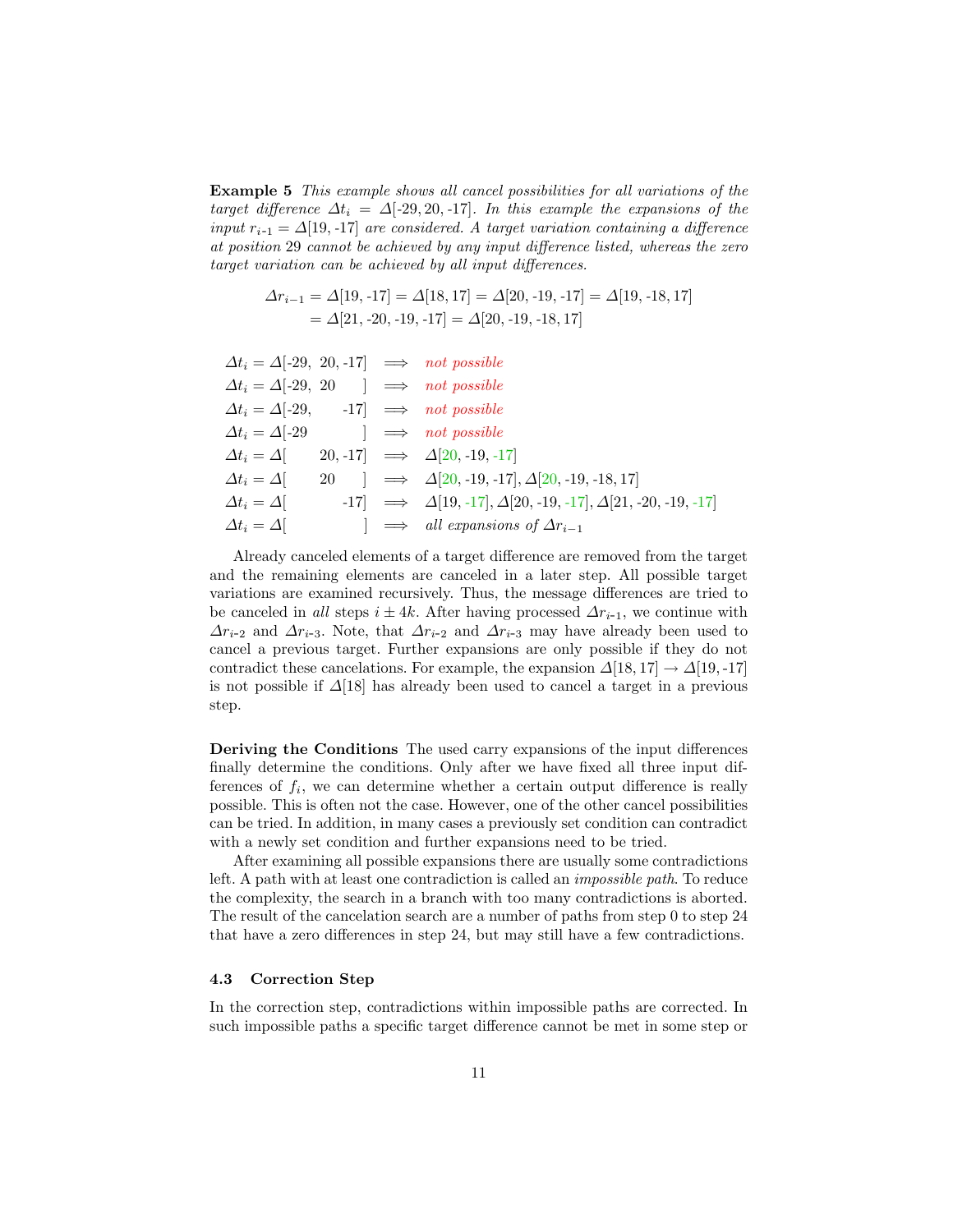**Example 5** *This example shows all cancel possibilities for all variations of the target difference $\Delta t_i = \Delta[\text{-}29, 20, \text{-}17]$. In this example the expansions of the input $r_{i\text{-}1} = \Delta[19, \text{-}17]$ are considered. A target variation containing a difference at position 29 cannot be achieved by any input difference listed, whereas the zero target variation can be achieved by all input differences.*

$$\begin{aligned}\Delta r_{i-1} &= \Delta[19, \text{-}17] = \Delta[18, 17] = \Delta[20, \text{-}19, \text{-}17] = \Delta[19, \text{-}18, 17] \\ &= \Delta[21, \text{-}20, \text{-}19, \text{-}17] = \Delta[20, \text{-}19, \text{-}18, 17]\end{aligned}$$

$$\begin{aligned}
\Delta t_i &= \Delta[\text{-}29,\ 20, \text{-}17] &&\Longrightarrow\ \textit{not possible} \\
\Delta t_i &= \Delta[\text{-}29,\ 20\ \ \ \ ] &&\Longrightarrow\ \textit{not possible} \\
\Delta t_i &= \Delta[\text{-}29,\ \ \ \ \ \text{-}17] &&\Longrightarrow\ \textit{not possible} \\
\Delta t_i &= \Delta[\text{-}29\ \ \ \ \ \ \ \ ] &&\Longrightarrow\ \textit{not possible} \\
\Delta t_i &= \Delta[\ \ \ \ \ 20, \text{-}17] &&\Longrightarrow\ \Delta[20, \text{-}19, \text{-}17] \\
\Delta t_i &= \Delta[\ \ \ \ \ 20\ \ \ \ ] &&\Longrightarrow\ \Delta[20, \text{-}19, \text{-}17], \Delta[20, \text{-}19, \text{-}18, 17] \\
\Delta t_i &= \Delta[\ \ \ \ \ \ \ \ \ \text{-}17] &&\Longrightarrow\ \Delta[19, \text{-}17], \Delta[20, \text{-}19, \text{-}17], \Delta[21, \text{-}20, \text{-}19, \text{-}17] \\
\Delta t_i &= \Delta[\ \ \ \ \ \ \ \ \ \ \ \ ] &&\Longrightarrow\ \textit{all expansions of } \Delta r_{i-1}
\end{aligned}$$

Already canceled elements of a target difference are removed from the target and the remaining elements are canceled in a later step. All possible target variations are examined recursively. Thus, the message differences are tried to be canceled in *all* steps $i \pm 4k$. After having processed $\Delta r_{i\text{-}1}$, we continue with $\Delta r_{i\text{-}2}$ and $\Delta r_{i\text{-}3}$. Note, that $\Delta r_{i\text{-}2}$ and $\Delta r_{i\text{-}3}$ may have already been used to cancel a previous target. Further expansions are only possible if they do not contradict these cancelations. For example, the expansion $\Delta[18, 17] \rightarrow \Delta[19, \text{-}17]$ is not possible if $\Delta[18]$ has already been used to cancel a target in a previous step.

**Deriving the Conditions** The used carry expansions of the input differences finally determine the conditions. Only after we have fixed all three input differences of $f_i$, we can determine whether a certain output difference is really possible. This is often not the case. However, one of the other cancel possibilities can be tried. In addition, in many cases a previously set condition can contradict with a newly set condition and further expansions need to be tried.

After examining all possible expansions there are usually some contradictions left. A path with at least one contradiction is called an *impossible path*. To reduce the complexity, the search in a branch with too many contradictions is aborted. The result of the cancelation search are a number of paths from step 0 to step 24 that have a zero differences in step 24, but may still have a few contradictions.

### 4.3 Correction Step

In the correction step, contradictions within impossible paths are corrected. In such impossible paths a specific target difference cannot be met in some step or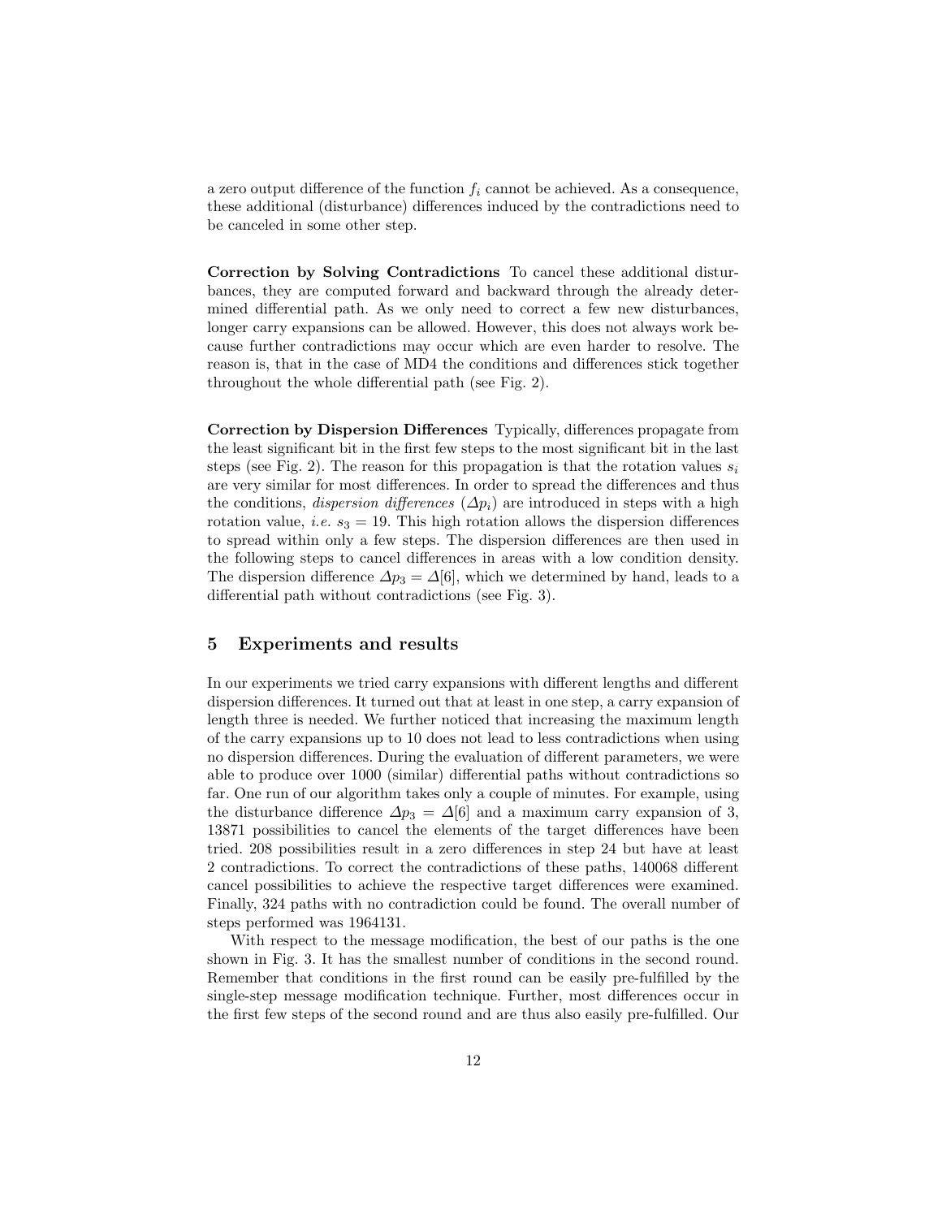a zero output difference of the function $f_i$ cannot be achieved. As a consequence, these additional (disturbance) differences induced by the contradictions need to be canceled in some other step.

**Correction by Solving Contradictions** To cancel these additional disturbances, they are computed forward and backward through the already determined differential path. As we only need to correct a few new disturbances, longer carry expansions can be allowed. However, this does not always work because further contradictions may occur which are even harder to resolve. The reason is, that in the case of MD4 the conditions and differences stick together throughout the whole differential path (see Fig. 2).

**Correction by Dispersion Differences** Typically, differences propagate from the least significant bit in the first few steps to the most significant bit in the last steps (see Fig. 2). The reason for this propagation is that the rotation values $s_i$ are very similar for most differences. In order to spread the differences and thus the conditions, *dispersion differences* ($\Delta p_i$) are introduced in steps with a high rotation value, *i.e.* $s_3 = 19$. This high rotation allows the dispersion differences to spread within only a few steps. The dispersion differences are then used in the following steps to cancel differences in areas with a low condition density. The dispersion difference $\Delta p_3 = \Delta[6]$, which we determined by hand, leads to a differential path without contradictions (see Fig. 3).

## 5 Experiments and results

In our experiments we tried carry expansions with different lengths and different dispersion differences. It turned out that at least in one step, a carry expansion of length three is needed. We further noticed that increasing the maximum length of the carry expansions up to 10 does not lead to less contradictions when using no dispersion differences. During the evaluation of different parameters, we were able to produce over 1000 (similar) differential paths without contradictions so far. One run of our algorithm takes only a couple of minutes. For example, using the disturbance difference $\Delta p_3 = \Delta[6]$ and a maximum carry expansion of 3, 13871 possibilities to cancel the elements of the target differences have been tried. 208 possibilities result in a zero differences in step 24 but have at least 2 contradictions. To correct the contradictions of these paths, 140068 different cancel possibilities to achieve the respective target differences were examined. Finally, 324 paths with no contradiction could be found. The overall number of steps performed was 1964131.

With respect to the message modification, the best of our paths is the one shown in Fig. 3. It has the smallest number of conditions in the second round. Remember that conditions in the first round can be easily pre-fulfilled by the single-step message modification technique. Further, most differences occur in the first few steps of the second round and are thus also easily pre-fulfilled. Our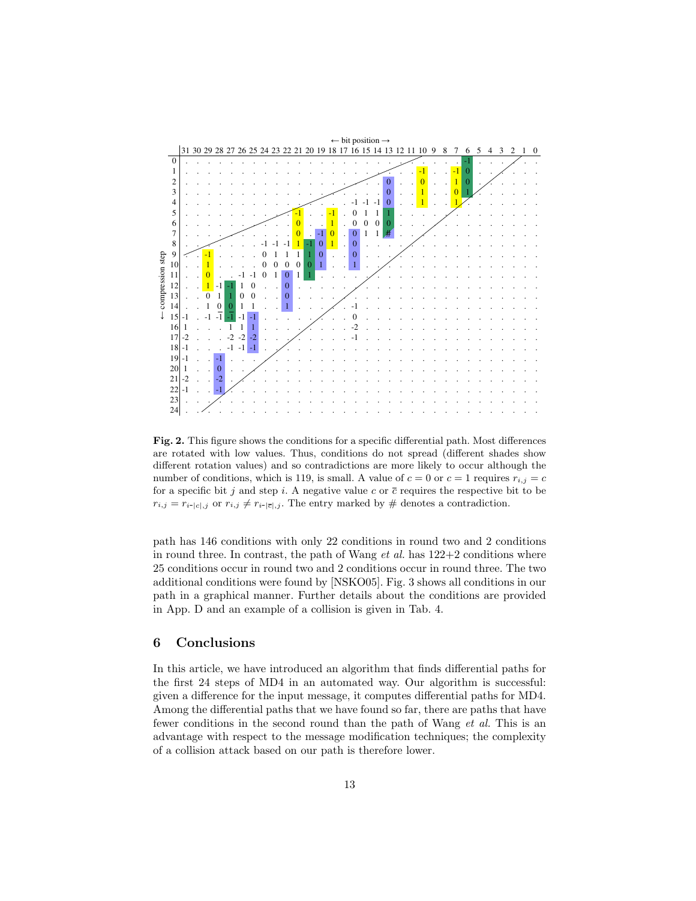| step \ bit | 31 | 30 | 29 | 28 | 27 | 26 | 25 | 24 | 23 | 22 | 21 | 20 | 19 | 18 | 17 | 16 | 15 | 14 | 13 | 12 | 11 | 10 | 9 | 8 | 7 | 6 | 5 | 4 | 3 | 2 | 1 | 0 |
|---|---|---|---|---|---|---|---|---|---|---|---|---|---|---|---|---|---|---|---|---|---|---|---|---|---|---|---|---|---|---|---|---|
| 0 | | | | | | | | | | | | | | | | | | | | | | | | | | -1 | | | | | | |
| 1 | | | | | | | | | | | | | | | | | | | | | | -1 | | | -1 | 0 | | | | | | |
| 2 | | | | | | | | | | | | | | | | | | | 0 | | | 0 | | | 1 | 0 | | | | | | |
| 3 | | | | | | | | | | | | | | | | | | | 0 | | | 1 | | | 0 | 1 | | | | | | |
| 4 | | | | | | | | | | | | | | | | -1 | -1 | -1 | 0 | | | 1 | | | 1 | | | | | | | |
| 5 | | | | | | | | | | | -1 | | | -1 | | 0 | 1 | 1 | 1 | | | | | | | | | | | | | |
| 6 | | | | | | | | | | | 0 | | | 1 | | 0 | 0 | 0 | 0 | | | | | | | | | | | | | |
| 7 | | | | | | | | | | | 0 | | -1 | 0 | | 0 | 1 | 1 | # | | | | | | | | | | | | | |
| 8 | | | | | | | | -1 | -1 | -1 | 1 | -1 | 0 | 1 | | 0 | | | | | | | | | | | | | | | | |
| 9 | | | -1 | | | | | 0 | 1 | 1 | 1 | 1 | 0 | | | 0 | | | | | | | | | | | | | | | | |
| 10 | | | 1 | | | | | 0 | 0 | 0 | 0 | 0 | 1 | | | 1 | | | | | | | | | | | | | | | | |
| 11 | | | 0 | | | -1 | -1 | 0 | 1 | 0 | 1 | 1 | | | | | | | | | | | | | | | | | | | | |
| 12 | | | 1 | -1 | -1 | 1 | 0 | | | 0 | | | | | | | | | | | | | | | | | | | | | | |
| 13 | | | 0 | 1 | 1 | 0 | 0 | | | 0 | | | | | | | | | | | | | | | | | | | | | | |
| 14 | | | 1 | 0 | 0 | 1 | 1 | | | 1 | | | | | | -1 | | | | | | | | | | | | | | | | |
| 15 | -1 | | -1 | -1 | -1 | -1 | -1 | | | | | | | | | 0 | | | | | | | | | | | | | | | | |
| 16 | 1 | | | | 1 | 1 | 1 | | | | | | | | | -2 | | | | | | | | | | | | | | | | |
| 17 | -2 | | | | -2 | -2 | -2 | | | | | | | | | -1 | | | | | | | | | | | | | | | | |
| 18 | -1 | | | | -1 | -1 | -1 | | | | | | | | | | | | | | | | | | | | | | | | | |
| 19 | -1 | | | -1 | | | | | | | | | | | | | | | | | | | | | | | | | | | | |
| 20 | 1 | | | 0 | | | | | | | | | | | | | | | | | | | | | | | | | | | | |
| 21 | -2 | | | -2 | | | | | | | | | | | | | | | | | | | | | | | | | | | | |
| 22 | -1 | | | -1 | | | | | | | | | | | | | | | | | | | | | | | | | | | | |
| 23 | | | | | | | | | | | | | | | | | | | | | | | | | | | | | | | | |
| 24 | | | | | | | | | | | | | | | | | | | | | | | | | | | | | | | | |

**Fig. 2.** This figure shows the conditions for a specific differential path. Most differences are rotated with low values. Thus, conditions do not spread (different shades show different rotation values) and so contradictions are more likely to occur although the number of conditions, which is 119, is small. A value of $c = 0$ or $c = 1$ requires $r_{i,j} = c$ for a specific bit $j$ and step $i$. A negative value $c$ or $\bar{c}$ requires the respective bit to be $r_{i,j} = r_{i-|c|,j}$ or $r_{i,j} \neq r_{i-|\bar{c}|,j}$. The entry marked by # denotes a contradiction.

path has 146 conditions with only 22 conditions in round two and 2 conditions in round three. In contrast, the path of Wang *et al.* has 122+2 conditions where 25 conditions occur in round two and 2 conditions occur in round three. The two additional conditions were found by [NSKO05]. Fig. 3 shows all conditions in our path in a graphical manner. Further details about the conditions are provided in App. D and an example of a collision is given in Tab. 4.

## 6 Conclusions

In this article, we have introduced an algorithm that finds differential paths for the first 24 steps of MD4 in an automated way. Our algorithm is successful: given a difference for the input message, it computes differential paths for MD4. Among the differential paths that we have found so far, there are paths that have fewer conditions in the second round than the path of Wang *et al.* This is an advantage with respect to the message modification techniques; the complexity of a collision attack based on our path is therefore lower.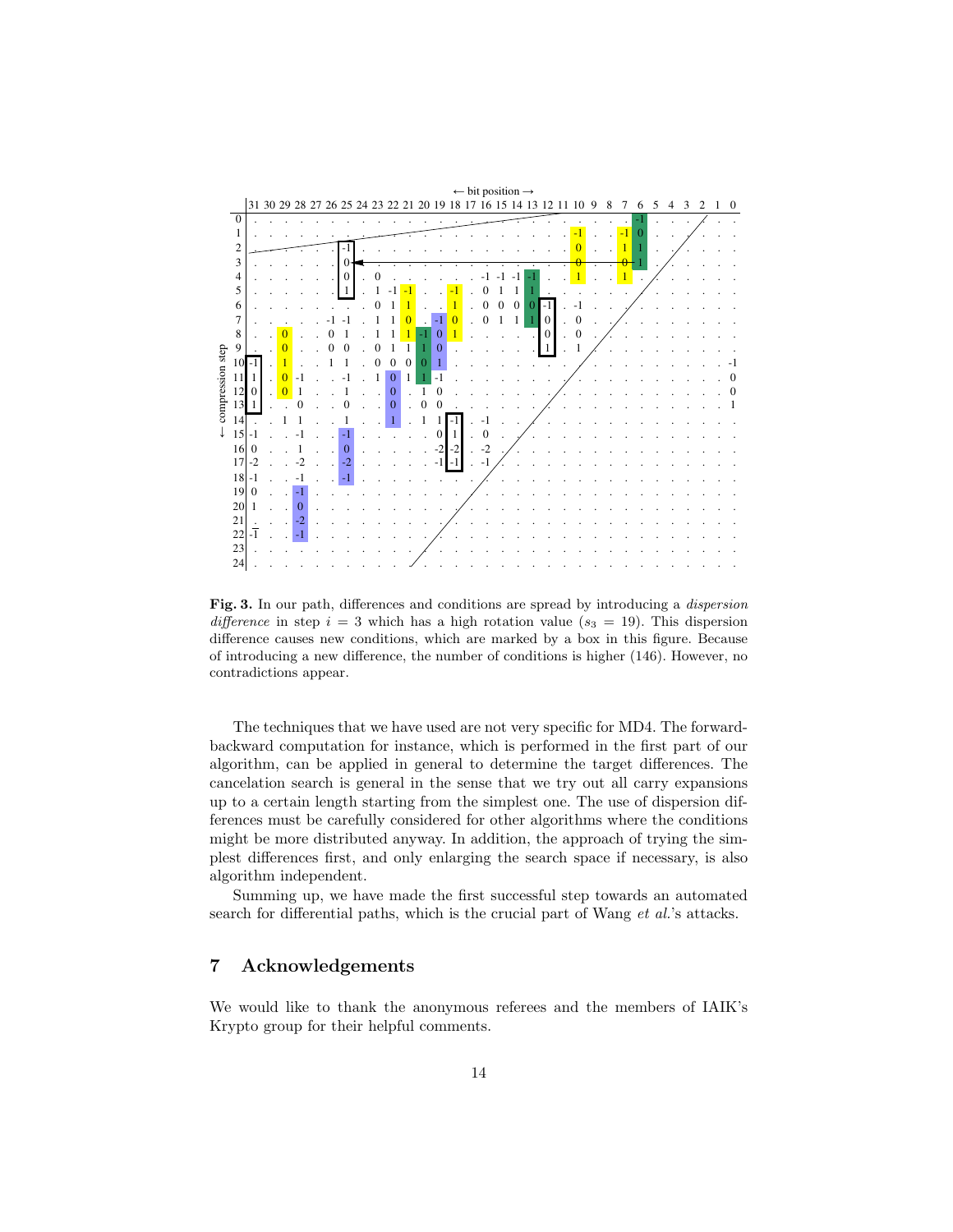**Fig. 3.** In our path, differences and conditions are spread by introducing a *dispersion difference* in step $i = 3$ which has a high rotation value ($s_3 = 19$). This dispersion difference causes new conditions, which are marked by a box in this figure. Because of introducing a new difference, the number of conditions is higher (146). However, no contradictions appear.

The techniques that we have used are not very specific for MD4. The forward-backward computation for instance, which is performed in the first part of our algorithm, can be applied in general to determine the target differences. The cancelation search is general in the sense that we try out all carry expansions up to a certain length starting from the simplest one. The use of dispersion differences must be carefully considered for other algorithms where the conditions might be more distributed anyway. In addition, the approach of trying the simplest differences first, and only enlarging the search space if necessary, is also algorithm independent.

Summing up, we have made the first successful step towards an automated search for differential paths, which is the crucial part of Wang *et al.*'s attacks.

## 7 Acknowledgements

We would like to thank the anonymous referees and the members of IAIK's Krypto group for their helpful comments.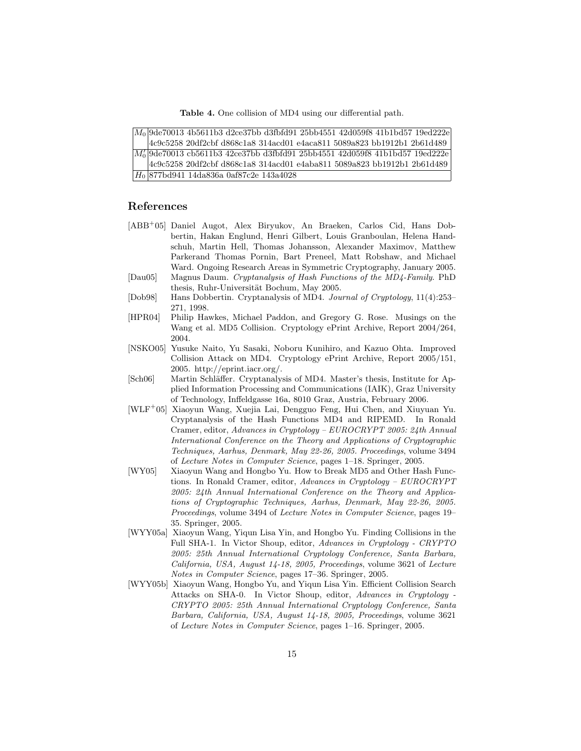**Table 4.** One collision of MD4 using our differential path.

| | |
|---|---|
| $M_0$ | 9de70013 4b5611b3 d2ce37bb d3fbfd91 25bb4551 42d059f8 41b1bd57 19ed222e |
| | 4c9c5258 20df2cbf d868c1a8 314acd01 e4aca811 5089a823 bb1912b1 2b61d489 |
| $M_0'$ | 9de70013 cb5611b3 42ce37bb d3fbfd91 25bb4551 42d059f8 41b1bd57 19ed222e |
| | 4c9c5258 20df2cbf d868c1a8 314acd01 e4aba811 5089a823 bb1912b1 2b61d489 |
| $H_0$ | 877bd941 14da836a 0af87c2e 143a4028 |

## References

[ABB+05] Daniel Augot, Alex Biryukov, An Braeken, Carlos Cid, Hans Dobbertin, Hakan Englund, Henri Gilbert, Louis Granboulan, Helena Handschuh, Martin Hell, Thomas Johansson, Alexander Maximov, Matthew Parkerand Thomas Pornin, Bart Preneel, Matt Robshaw, and Michael Ward. Ongoing Research Areas in Symmetric Cryptography, January 2005.

[Dau05] Magnus Daum. *Cryptanalysis of Hash Functions of the MD4-Family*. PhD thesis, Ruhr-Universität Bochum, May 2005.

[Dob98] Hans Dobbertin. Cryptanalysis of MD4. *Journal of Cryptology*, 11(4):253–271, 1998.

[HPR04] Philip Hawkes, Michael Paddon, and Gregory G. Rose. Musings on the Wang et al. MD5 Collision. Cryptology ePrint Archive, Report 2004/264, 2004.

[NSKO05] Yusuke Naito, Yu Sasaki, Noboru Kunihiro, and Kazuo Ohta. Improved Collision Attack on MD4. Cryptology ePrint Archive, Report 2005/151, 2005. http://eprint.iacr.org/.

[Sch06] Martin Schläffer. Cryptanalysis of MD4. Master's thesis, Institute for Applied Information Processing and Communications (IAIK), Graz University of Technology, Inffeldgasse 16a, 8010 Graz, Austria, February 2006.

[WLF+05] Xiaoyun Wang, Xuejia Lai, Dengguo Feng, Hui Chen, and Xiuyuan Yu. Cryptanalysis of the Hash Functions MD4 and RIPEMD. In Ronald Cramer, editor, *Advances in Cryptology – EUROCRYPT 2005: 24th Annual International Conference on the Theory and Applications of Cryptographic Techniques, Aarhus, Denmark, May 22-26, 2005. Proceedings*, volume 3494 of *Lecture Notes in Computer Science*, pages 1–18. Springer, 2005.

[WY05] Xiaoyun Wang and Hongbo Yu. How to Break MD5 and Other Hash Functions. In Ronald Cramer, editor, *Advances in Cryptology – EUROCRYPT 2005: 24th Annual International Conference on the Theory and Applications of Cryptographic Techniques, Aarhus, Denmark, May 22-26, 2005. Proceedings*, volume 3494 of *Lecture Notes in Computer Science*, pages 19–35. Springer, 2005.

[WYY05a] Xiaoyun Wang, Yiqun Lisa Yin, and Hongbo Yu. Finding Collisions in the Full SHA-1. In Victor Shoup, editor, *Advances in Cryptology - CRYPTO 2005: 25th Annual International Cryptology Conference, Santa Barbara, California, USA, August 14-18, 2005, Proceedings*, volume 3621 of *Lecture Notes in Computer Science*, pages 17–36. Springer, 2005.

[WYY05b] Xiaoyun Wang, Hongbo Yu, and Yiqun Lisa Yin. Efficient Collision Search Attacks on SHA-0. In Victor Shoup, editor, *Advances in Cryptology - CRYPTO 2005: 25th Annual International Cryptology Conference, Santa Barbara, California, USA, August 14-18, 2005, Proceedings*, volume 3621 of *Lecture Notes in Computer Science*, pages 1–16. Springer, 2005.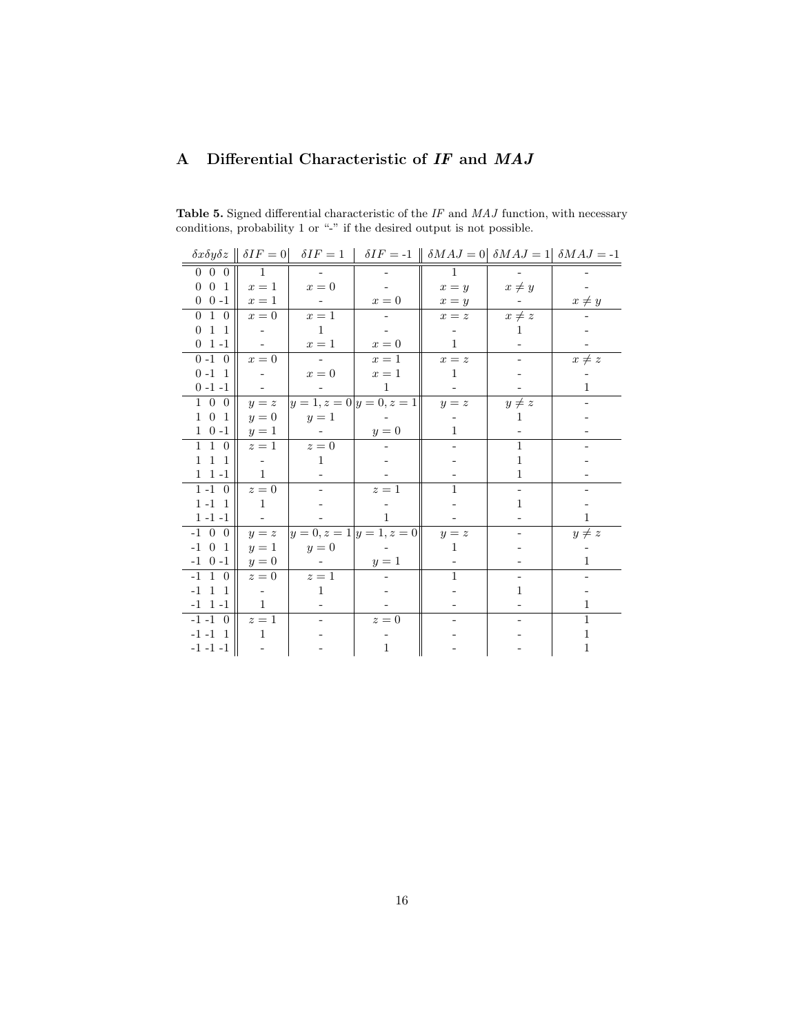# A Differential Characteristic of *IF* and *MAJ*

**Table 5.** Signed differential characteristic of the *IF* and *MAJ* function, with necessary conditions, probability 1 or "-" if the desired output is not possible.

| $\delta x \delta y \delta z$ | $\delta IF = 0$ | $\delta IF = 1$ | $\delta IF =$ -1 | $\delta MAJ = 0$ | $\delta MAJ = 1$ | $\delta MAJ =$ -1 |
|---|---|---|---|---|---|---|
| 0 0 0 | 1 | - | - | 1 | - | - |
| 0 0 1 | $x = 1$ | $x = 0$ | - | $x = y$ | $x \neq y$ | - |
| 0 0 -1 | $x = 1$ | - | $x = 0$ | $x = y$ | - | $x \neq y$ |
| 0 1 0 | $x = 0$ | $x = 1$ | - | $x = z$ | $x \neq z$ | - |
| 0 1 1 | - | 1 | - | - | 1 | - |
| 0 1 -1 | - | $x = 1$ | $x = 0$ | 1 | - | - |
| 0 -1 0 | $x = 0$ | - | $x = 1$ | $x = z$ | - | $x \neq z$ |
| 0 -1 1 | - | $x = 0$ | $x = 1$ | 1 | - | - |
| 0 -1 -1 | - | - | 1 | - | - | 1 |
| 1 0 0 | $y = z$ | $y = 1, z = 0$ | $y = 0, z = 1$ | $y = z$ | $y \neq z$ | - |
| 1 0 1 | $y = 0$ | $y = 1$ | - | - | 1 | - |
| 1 0 -1 | $y = 1$ | - | $y = 0$ | 1 | - | - |
| 1 1 0 | $z = 1$ | $z = 0$ | - | - | 1 | - |
| 1 1 1 | - | 1 | - | - | 1 | - |
| 1 1 -1 | 1 | - | - | - | 1 | - |
| 1 -1 0 | $z = 0$ | - | $z = 1$ | 1 | - | - |
| 1 -1 1 | 1 | - | - | - | 1 | - |
| 1 -1 -1 | - | - | 1 | - | - | 1 |
| -1 0 0 | $y = z$ | $y = 0, z = 1$ | $y = 1, z = 0$ | $y = z$ | - | $y \neq z$ |
| -1 0 1 | $y = 1$ | $y = 0$ | - | 1 | - | - |
| -1 0 -1 | $y = 0$ | - | $y = 1$ | - | - | 1 |
| -1 1 0 | $z = 0$ | $z = 1$ | - | 1 | - | - |
| -1 1 1 | - | 1 | - | - | 1 | - |
| -1 1 -1 | 1 | - | - | - | - | 1 |
| -1 -1 0 | $z = 1$ | - | $z = 0$ | - | - | 1 |
| -1 -1 1 | 1 | - | - | - | - | 1 |
| -1 -1 -1 | - | - | 1 | - | - | 1 |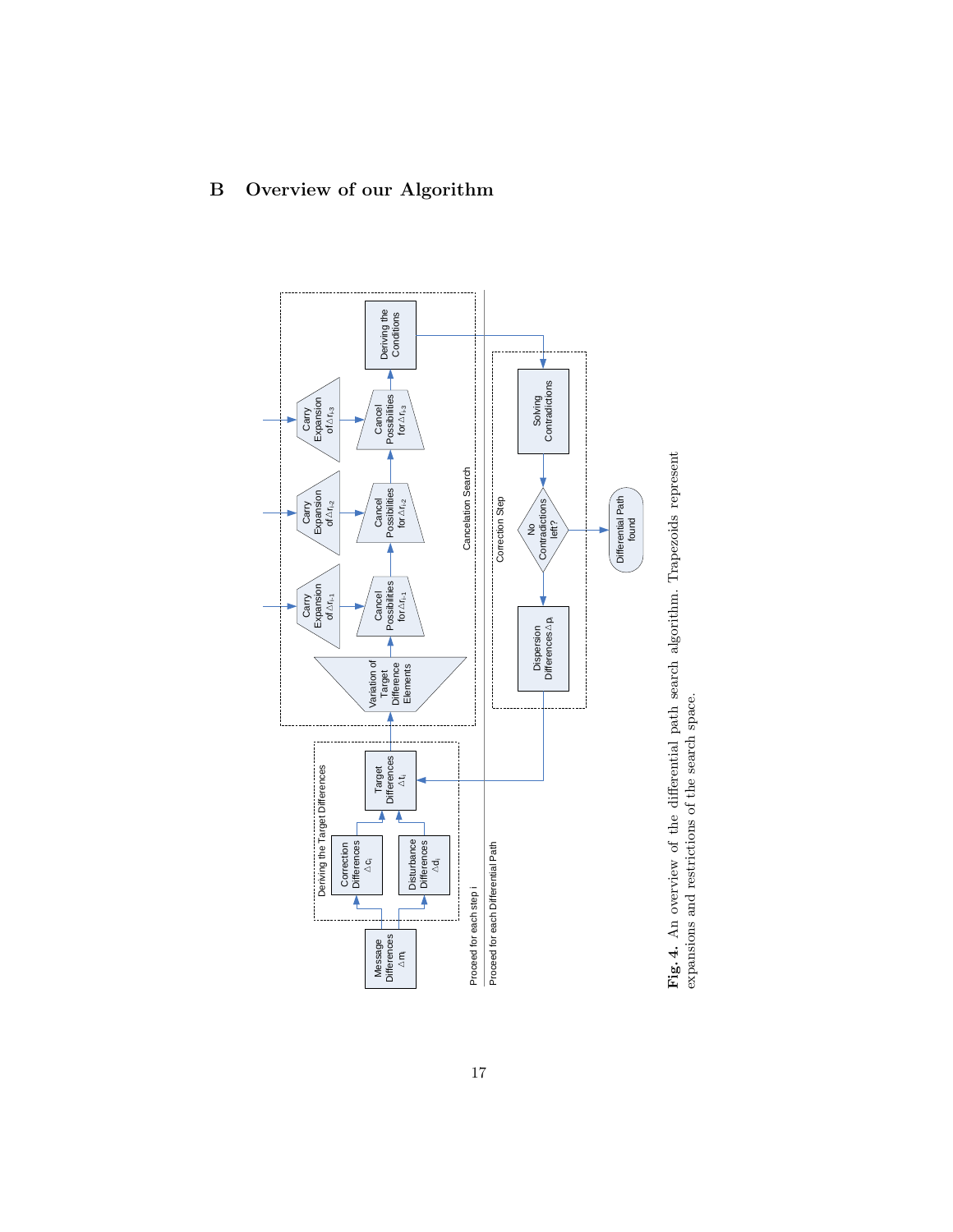## B Overview of our Algorithm

**Fig. 4.** An overview of the differential path search algorithm. Trapezoids represent expansions and restrictions of the search space.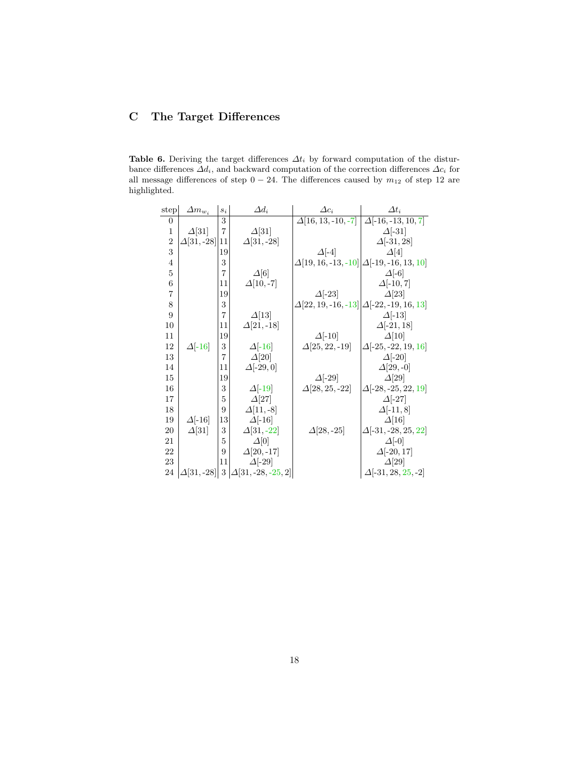## C The Target Differences

**Table 6.** Deriving the target differences $\Delta t_i$ by forward computation of the disturbance differences $\Delta d_i$, and backward computation of the correction differences $\Delta c_i$ for all message differences of step $0-24$. The differences caused by $m_{12}$ of step 12 are highlighted.

| step | $\Delta m_{w_i}$ | $s_i$ | $\Delta d_i$ | $\Delta c_i$ | $\Delta t_i$ |
|---|---|---|---|---|---|
| 0 | | 3 | | $\Delta$[16, 13, -10, -7] | $\Delta$[-16, -13, 10, 7] |
| 1 | $\Delta$[31] | 7 | $\Delta$[31] | | $\Delta$[-31] |
| 2 | $\Delta$[31, -28] | 11 | $\Delta$[31, -28] | | $\Delta$[-31, 28] |
| 3 | | 19 | | $\Delta$[-4] | $\Delta$[4] |
| 4 | | 3 | | $\Delta$[19, 16, -13, -10] | $\Delta$[-19, -16, 13, 10] |
| 5 | | 7 | $\Delta$[6] | | $\Delta$[-6] |
| 6 | | 11 | $\Delta$[10, -7] | | $\Delta$[-10, 7] |
| 7 | | 19 | | $\Delta$[-23] | $\Delta$[23] |
| 8 | | 3 | | $\Delta$[22, 19, -16, -13] | $\Delta$[-22, -19, 16, 13] |
| 9 | | 7 | $\Delta$[13] | | $\Delta$[-13] |
| 10 | | 11 | $\Delta$[21, -18] | | $\Delta$[-21, 18] |
| 11 | | 19 | | $\Delta$[-10] | $\Delta$[10] |
| 12 | $\Delta$[-16] | 3 | $\Delta$[-16] | $\Delta$[25, 22, -19] | $\Delta$[-25, -22, 19, 16] |
| 13 | | 7 | $\Delta$[20] | | $\Delta$[-20] |
| 14 | | 11 | $\Delta$[-29, 0] | | $\Delta$[29, -0] |
| 15 | | 19 | | $\Delta$[-29] | $\Delta$[29] |
| 16 | | 3 | $\Delta$[-19] | $\Delta$[28, 25, -22] | $\Delta$[-28, -25, 22, 19] |
| 17 | | 5 | $\Delta$[27] | | $\Delta$[-27] |
| 18 | | 9 | $\Delta$[11, -8] | | $\Delta$[-11, 8] |
| 19 | $\Delta$[-16] | 13 | $\Delta$[-16] | | $\Delta$[16] |
| 20 | $\Delta$[31] | 3 | $\Delta$[31, -22] | $\Delta$[28, -25] | $\Delta$[-31, -28, 25, 22] |
| 21 | | 5 | $\Delta$[0] | | $\Delta$[-0] |
| 22 | | 9 | $\Delta$[20, -17] | | $\Delta$[-20, 17] |
| 23 | | 11 | $\Delta$[-29] | | $\Delta$[29] |
| 24 | $\Delta$[31, -28] | 3 | $\Delta$[31, -28, -25, 2] | | $\Delta$[-31, 28, 25, -2] |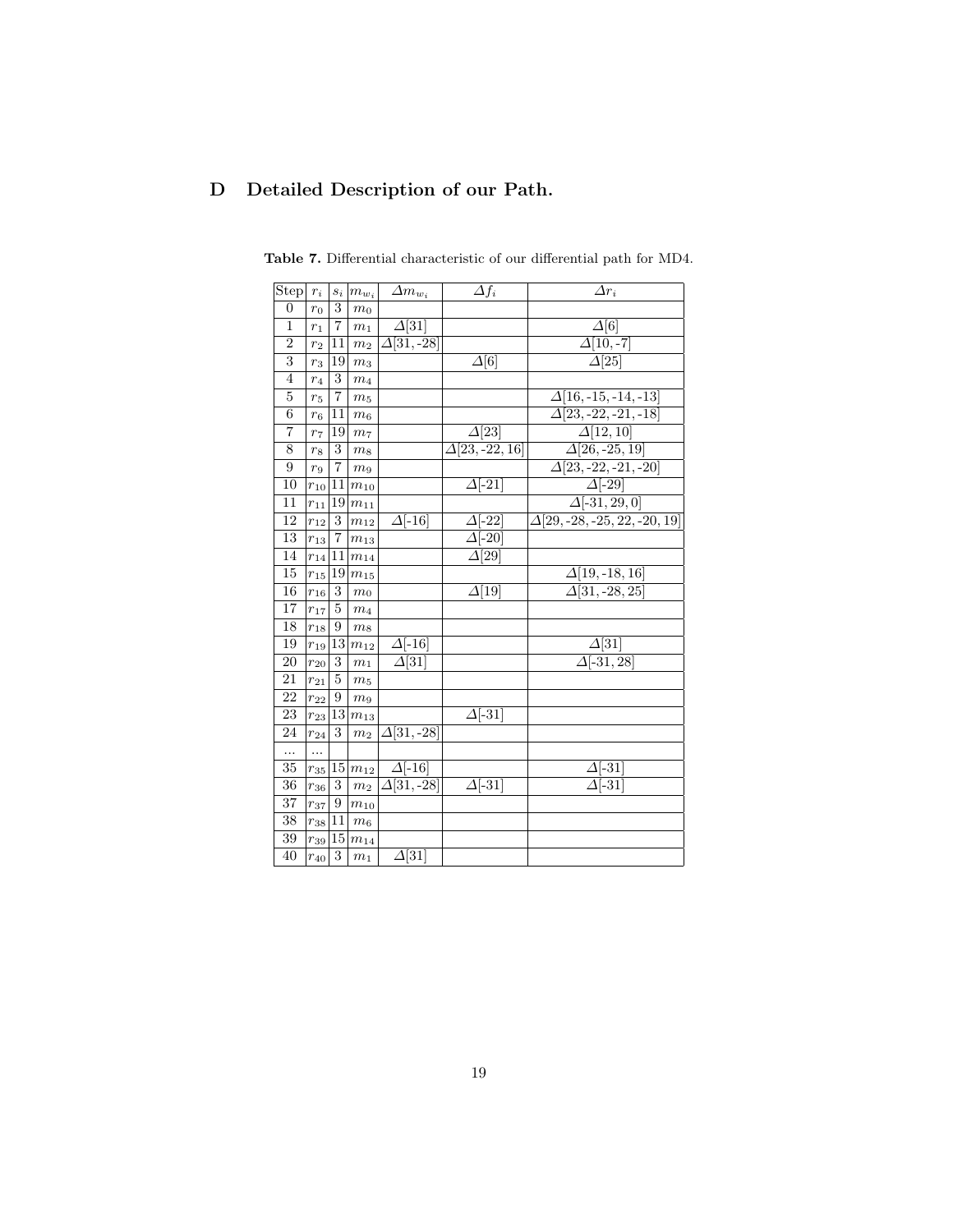## D Detailed Description of our Path.

**Table 7.** Differential characteristic of our differential path for MD4.

| Step | $r_i$ | $s_i$ | $m_{w_i}$ | $\Delta m_{w_i}$ | $\Delta f_i$ | $\Delta r_i$ |
|---|---|---|---|---|---|---|
| 0 | $r_0$ | 3 | $m_0$ | | | |
| 1 | $r_1$ | 7 | $m_1$ | $\Delta[31]$ | | $\Delta[6]$ |
| 2 | $r_2$ | 11 | $m_2$ | $\Delta[31, \text{-}28]$ | | $\Delta[10, \text{-}7]$ |
| 3 | $r_3$ | 19 | $m_3$ | | $\Delta[6]$ | $\Delta[25]$ |
| 4 | $r_4$ | 3 | $m_4$ | | | |
| 5 | $r_5$ | 7 | $m_5$ | | | $\Delta[16, \text{-}15, \text{-}14, \text{-}13]$ |
| 6 | $r_6$ | 11 | $m_6$ | | | $\Delta[23, \text{-}22, \text{-}21, \text{-}18]$ |
| 7 | $r_7$ | 19 | $m_7$ | | $\Delta[23]$ | $\Delta[12, 10]$ |
| 8 | $r_8$ | 3 | $m_8$ | | $\Delta[23, \text{-}22, 16]$ | $\Delta[26, \text{-}25, 19]$ |
| 9 | $r_9$ | 7 | $m_9$ | | | $\Delta[23, \text{-}22, \text{-}21, \text{-}20]$ |
| 10 | $r_{10}$ | 11 | $m_{10}$ | | $\Delta[\text{-}21]$ | $\Delta[\text{-}29]$ |
| 11 | $r_{11}$ | 19 | $m_{11}$ | | | $\Delta[\text{-}31, 29, 0]$ |
| 12 | $r_{12}$ | 3 | $m_{12}$ | $\Delta[\text{-}16]$ | $\Delta[\text{-}22]$ | $\Delta[29, \text{-}28, \text{-}25, 22, \text{-}20, 19]$ |
| 13 | $r_{13}$ | 7 | $m_{13}$ | | $\Delta[\text{-}20]$ | |
| 14 | $r_{14}$ | 11 | $m_{14}$ | | $\Delta[29]$ | |
| 15 | $r_{15}$ | 19 | $m_{15}$ | | | $\Delta[19, \text{-}18, 16]$ |
| 16 | $r_{16}$ | 3 | $m_0$ | | $\Delta[19]$ | $\Delta[31, \text{-}28, 25]$ |
| 17 | $r_{17}$ | 5 | $m_4$ | | | |
| 18 | $r_{18}$ | 9 | $m_8$ | | | |
| 19 | $r_{19}$ | 13 | $m_{12}$ | $\Delta[\text{-}16]$ | | $\Delta[31]$ |
| 20 | $r_{20}$ | 3 | $m_1$ | $\Delta[31]$ | | $\Delta[\text{-}31, 28]$ |
| 21 | $r_{21}$ | 5 | $m_5$ | | | |
| 22 | $r_{22}$ | 9 | $m_9$ | | | |
| 23 | $r_{23}$ | 13 | $m_{13}$ | | $\Delta[\text{-}31]$ | |
| 24 | $r_{24}$ | 3 | $m_2$ | $\Delta[31, \text{-}28]$ | | |
| ... | ... | | | | | |
| 35 | $r_{35}$ | 15 | $m_{12}$ | $\Delta[\text{-}16]$ | | $\Delta[\text{-}31]$ |
| 36 | $r_{36}$ | 3 | $m_2$ | $\Delta[31, \text{-}28]$ | $\Delta[\text{-}31]$ | $\Delta[\text{-}31]$ |
| 37 | $r_{37}$ | 9 | $m_{10}$ | | | |
| 38 | $r_{38}$ | 11 | $m_6$ | | | |
| 39 | $r_{39}$ | 15 | $m_{14}$ | | | |
| 40 | $r_{40}$ | 3 | $m_1$ | $\Delta[31]$ | | |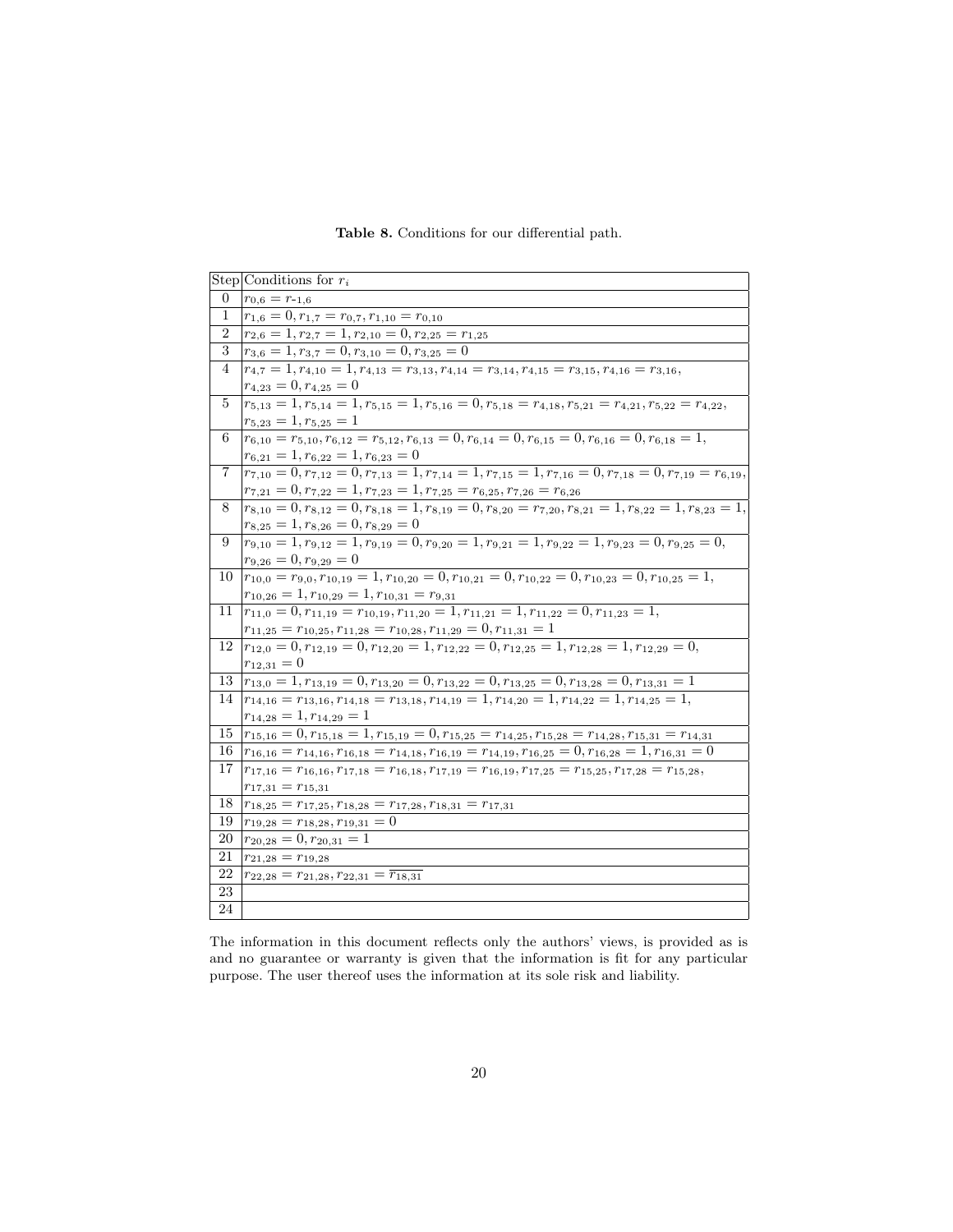**Table 8.** Conditions for our differential path.

| Step | Conditions for $r_i$ |
|---|---|
| 0 | $r_{0,6} = r_{-1,6}$ |
| 1 | $r_{1,6} = 0, r_{1,7} = r_{0,7}, r_{1,10} = r_{0,10}$ |
| 2 | $r_{2,6} = 1, r_{2,7} = 1, r_{2,10} = 0, r_{2,25} = r_{1,25}$ |
| 3 | $r_{3,6} = 1, r_{3,7} = 0, r_{3,10} = 0, r_{3,25} = 0$ |
| 4 | $r_{4,7} = 1, r_{4,10} = 1, r_{4,13} = r_{3,13}, r_{4,14} = r_{3,14}, r_{4,15} = r_{3,15}, r_{4,16} = r_{3,16},$ $r_{4,23} = 0, r_{4,25} = 0$ |
| 5 | $r_{5,13} = 1, r_{5,14} = 1, r_{5,15} = 1, r_{5,16} = 0, r_{5,18} = r_{4,18}, r_{5,21} = r_{4,21}, r_{5,22} = r_{4,22},$ $r_{5,23} = 1, r_{5,25} = 1$ |
| 6 | $r_{6,10} = r_{5,10}, r_{6,12} = r_{5,12}, r_{6,13} = 0, r_{6,14} = 0, r_{6,15} = 0, r_{6,16} = 0, r_{6,18} = 1,$ $r_{6,21} = 1, r_{6,22} = 1, r_{6,23} = 0$ |
| 7 | $r_{7,10} = 0, r_{7,12} = 0, r_{7,13} = 1, r_{7,14} = 1, r_{7,15} = 1, r_{7,16} = 0, r_{7,18} = 0, r_{7,19} = r_{6,19},$ $r_{7,21} = 0, r_{7,22} = 1, r_{7,23} = 1, r_{7,25} = r_{6,25}, r_{7,26} = r_{6,26}$ |
| 8 | $r_{8,10} = 0, r_{8,12} = 0, r_{8,18} = 1, r_{8,19} = 0, r_{8,20} = r_{7,20}, r_{8,21} = 1, r_{8,22} = 1, r_{8,23} = 1,$ $r_{8,25} = 1, r_{8,26} = 0, r_{8,29} = 0$ |
| 9 | $r_{9,10} = 1, r_{9,12} = 1, r_{9,19} = 0, r_{9,20} = 1, r_{9,21} = 1, r_{9,22} = 1, r_{9,23} = 0, r_{9,25} = 0,$ $r_{9,26} = 0, r_{9,29} = 0$ |
| 10 | $r_{10,0} = r_{9,0}, r_{10,19} = 1, r_{10,20} = 0, r_{10,21} = 0, r_{10,22} = 0, r_{10,23} = 0, r_{10,25} = 1,$ $r_{10,26} = 1, r_{10,29} = 1, r_{10,31} = r_{9,31}$ |
| 11 | $r_{11,0} = 0, r_{11,19} = r_{10,19}, r_{11,20} = 1, r_{11,21} = 1, r_{11,22} = 0, r_{11,23} = 1,$ $r_{11,25} = r_{10,25}, r_{11,28} = r_{10,28}, r_{11,29} = 0, r_{11,31} = 1$ |
| 12 | $r_{12,0} = 0, r_{12,19} = 0, r_{12,20} = 1, r_{12,22} = 0, r_{12,25} = 1, r_{12,28} = 1, r_{12,29} = 0,$ $r_{12,31} = 0$ |
| 13 | $r_{13,0} = 1, r_{13,19} = 0, r_{13,20} = 0, r_{13,22} = 0, r_{13,25} = 0, r_{13,28} = 0, r_{13,31} = 1$ |
| 14 | $r_{14,16} = r_{13,16}, r_{14,18} = r_{13,18}, r_{14,19} = 1, r_{14,20} = 1, r_{14,22} = 1, r_{14,25} = 1,$ $r_{14,28} = 1, r_{14,29} = 1$ |
| 15 | $r_{15,16} = 0, r_{15,18} = 1, r_{15,19} = 0, r_{15,25} = r_{14,25}, r_{15,28} = r_{14,28}, r_{15,31} = r_{14,31}$ |
| 16 | $r_{16,16} = r_{14,16}, r_{16,18} = r_{14,18}, r_{16,19} = r_{14,19}, r_{16,25} = 0, r_{16,28} = 1, r_{16,31} = 0$ |
| 17 | $r_{17,16} = r_{16,16}, r_{17,18} = r_{16,18}, r_{17,19} = r_{16,19}, r_{17,25} = r_{15,25}, r_{17,28} = r_{15,28},$ $r_{17,31} = r_{15,31}$ |
| 18 | $r_{18,25} = r_{17,25}, r_{18,28} = r_{17,28}, r_{18,31} = r_{17,31}$ |
| 19 | $r_{19,28} = r_{18,28}, r_{19,31} = 0$ |
| 20 | $r_{20,28} = 0, r_{20,31} = 1$ |
| 21 | $r_{21,28} = r_{19,28}$ |
| 22 | $r_{22,28} = r_{21,28}, r_{22,31} = \overline{r_{18,31}}$ |
| 23 | |
| 24 | |

The information in this document reflects only the authors' views, is provided as is and no guarantee or warranty is given that the information is fit for any particular purpose. The user thereof uses the information at its sole risk and liability.